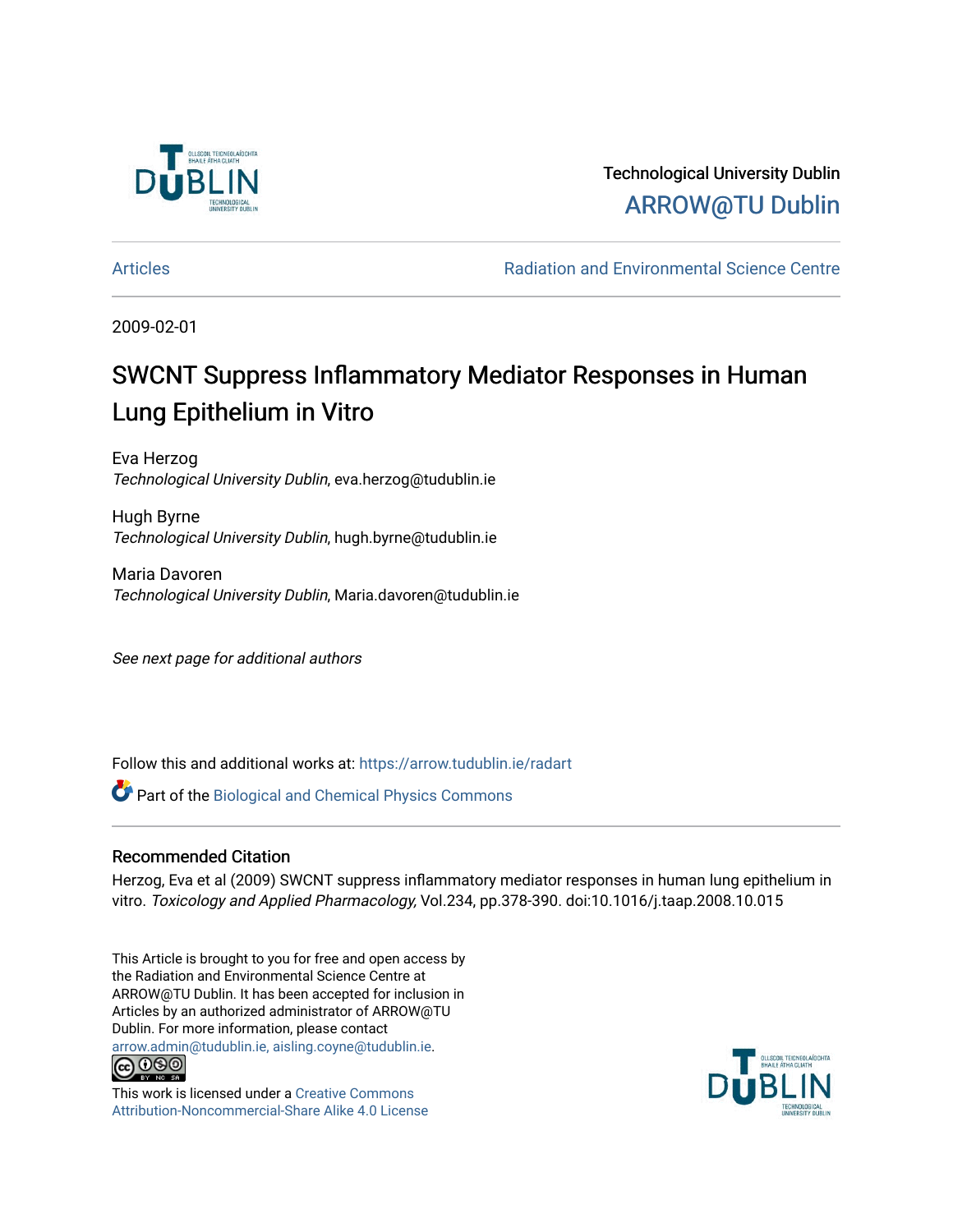Technological University Dublin

ARROW@TU Dublin

Articles

Radiation and Environmental Science Centre

2009-02-01

# SWCNT Suppress Inflammatory Mediator Responses in Human Lung Epithelium in Vitro

Eva Herzog
*Technological University Dublin*, eva.herzog@tudublin.ie

Hugh Byrne
*Technological University Dublin*, hugh.byrne@tudublin.ie

Maria Davoren
*Technological University Dublin*, Maria.davoren@tudublin.ie

*See next page for additional authors*

Follow this and additional works at: https://arrow.tudublin.ie/radart

Part of the Biological and Chemical Physics Commons

## Recommended Citation

Herzog, Eva et al (2009) SWCNT suppress inflammatory mediator responses in human lung epithelium in vitro. *Toxicology and Applied Pharmacology,* Vol.234, pp.378-390. doi:10.1016/j.taap.2008.10.015

This Article is brought to you for free and open access by the Radiation and Environmental Science Centre at ARROW@TU Dublin. It has been accepted for inclusion in Articles by an authorized administrator of ARROW@TU Dublin. For more information, please contact arrow.admin@tudublin.ie, aisling.coyne@tudublin.ie.

This work is licensed under a Creative Commons Attribution-Noncommercial-Share Alike 4.0 License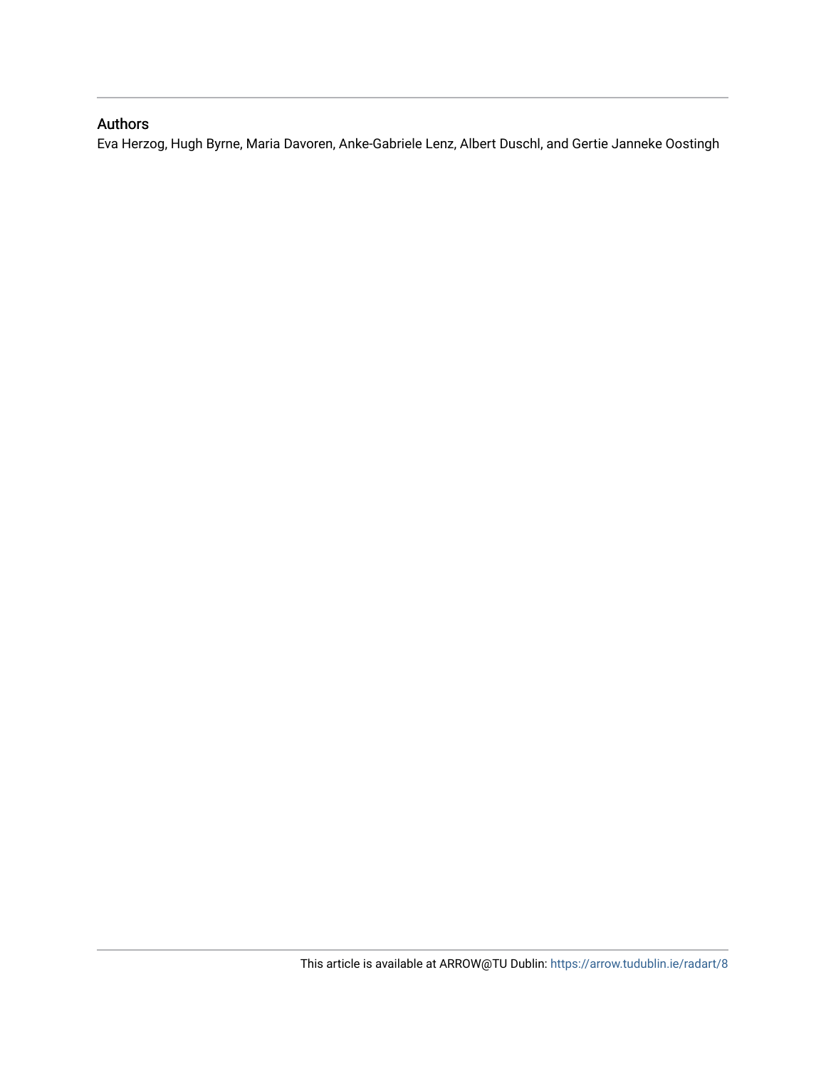## Authors

Eva Herzog, Hugh Byrne, Maria Davoren, Anke-Gabriele Lenz, Albert Duschl, and Gertie Janneke Oostingh

This article is available at ARROW@TU Dublin: https://arrow.tudublin.ie/radart/8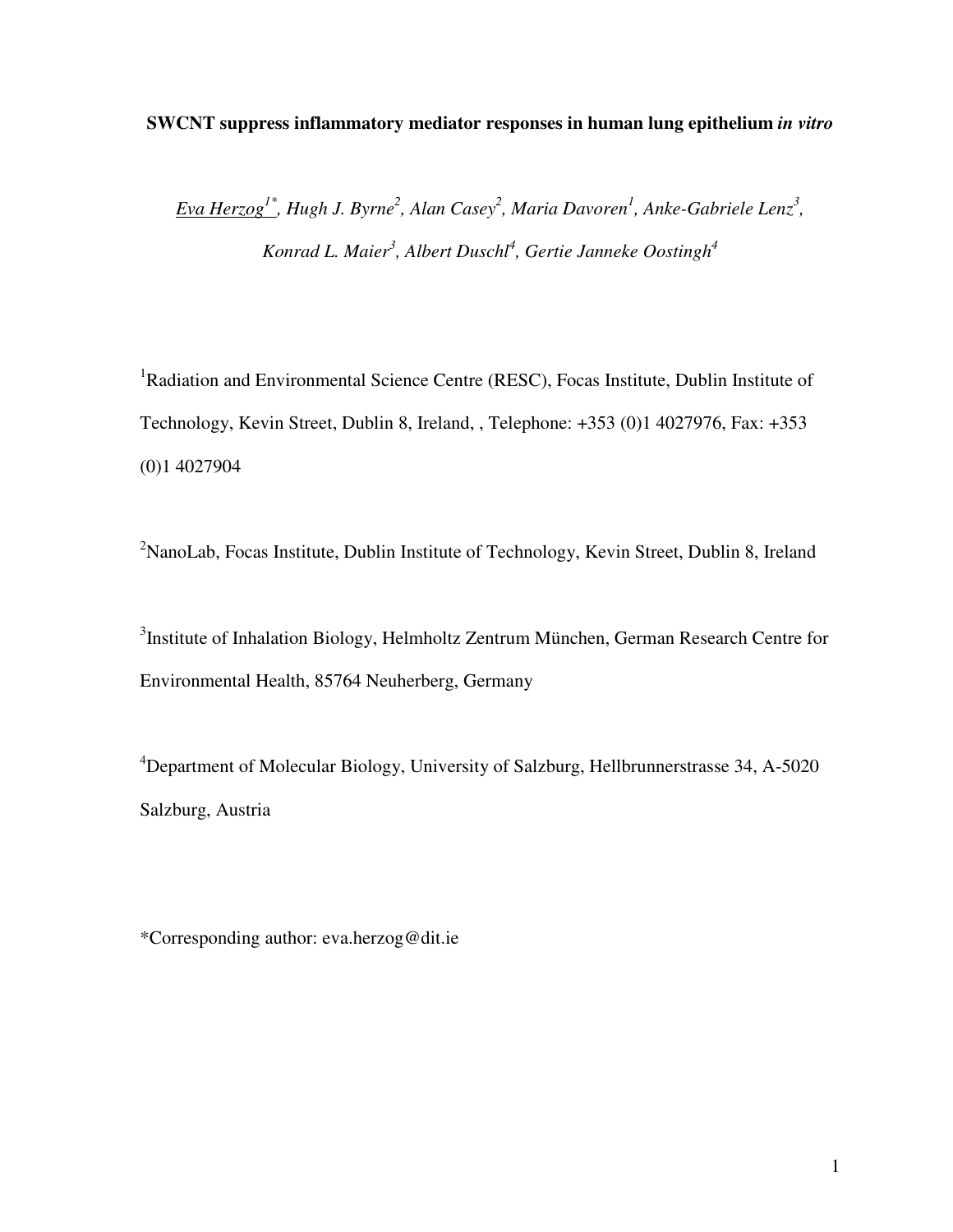**SWCNT suppress inflammatory mediator responses in human lung epithelium *in vitro***

*Eva Herzog*[1*], *Hugh J. Byrne*[2], *Alan Casey*[2], *Maria Davoren*[1], *Anke-Gabriele Lenz*[3], *Konrad L. Maier*[3], *Albert Duschl*[4], *Gertie Janneke Oostingh*[4]

[1]Radiation and Environmental Science Centre (RESC), Focas Institute, Dublin Institute of Technology, Kevin Street, Dublin 8, Ireland, , Telephone: +353 (0)1 4027976, Fax: +353 (0)1 4027904

[2]NanoLab, Focas Institute, Dublin Institute of Technology, Kevin Street, Dublin 8, Ireland

[3]Institute of Inhalation Biology, Helmholtz Zentrum München, German Research Centre for Environmental Health, 85764 Neuherberg, Germany

[4]Department of Molecular Biology, University of Salzburg, Hellbrunnerstrasse 34, A-5020 Salzburg, Austria

*Corresponding author: eva.herzog@dit.ie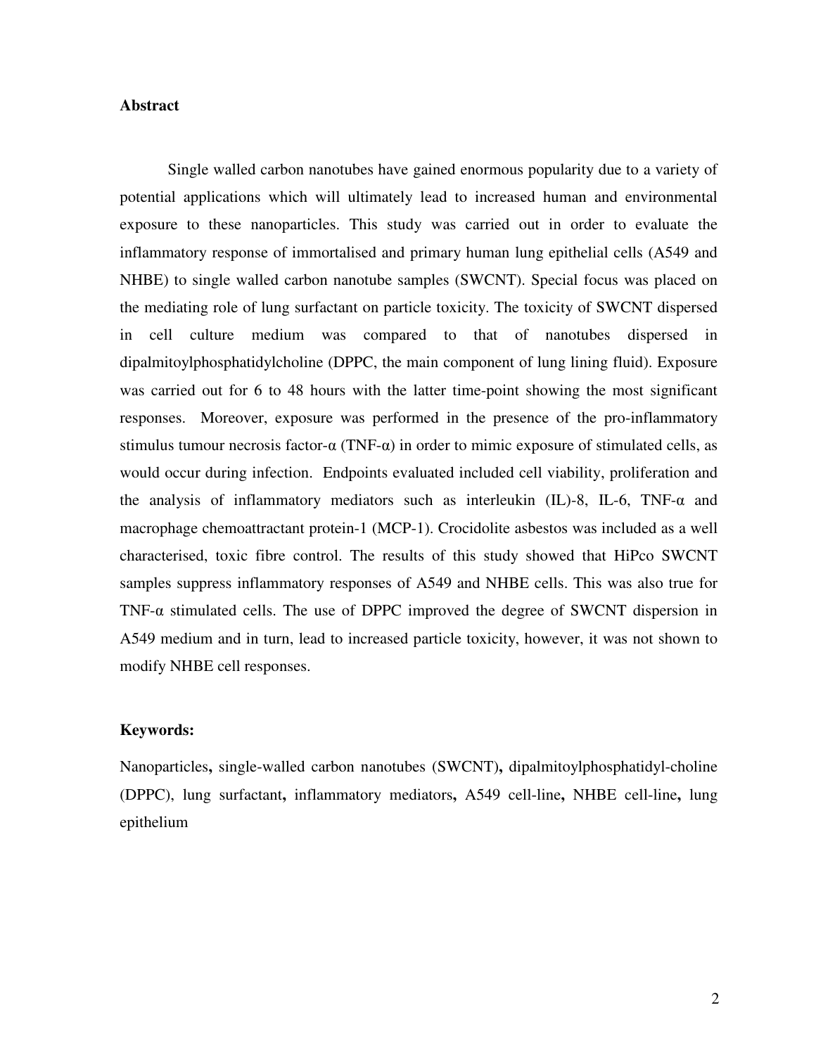## Abstract

Single walled carbon nanotubes have gained enormous popularity due to a variety of potential applications which will ultimately lead to increased human and environmental exposure to these nanoparticles. This study was carried out in order to evaluate the inflammatory response of immortalised and primary human lung epithelial cells (A549 and NHBE) to single walled carbon nanotube samples (SWCNT). Special focus was placed on the mediating role of lung surfactant on particle toxicity. The toxicity of SWCNT dispersed in cell culture medium was compared to that of nanotubes dispersed in dipalmitoylphosphatidylcholine (DPPC, the main component of lung lining fluid). Exposure was carried out for 6 to 48 hours with the latter time-point showing the most significant responses. Moreover, exposure was performed in the presence of the pro-inflammatory stimulus tumour necrosis factor-α (TNF-α) in order to mimic exposure of stimulated cells, as would occur during infection. Endpoints evaluated included cell viability, proliferation and the analysis of inflammatory mediators such as interleukin (IL)-8, IL-6, TNF-α and macrophage chemoattractant protein-1 (MCP-1). Crocidolite asbestos was included as a well characterised, toxic fibre control. The results of this study showed that HiPco SWCNT samples suppress inflammatory responses of A549 and NHBE cells. This was also true for TNF-α stimulated cells. The use of DPPC improved the degree of SWCNT dispersion in A549 medium and in turn, lead to increased particle toxicity, however, it was not shown to modify NHBE cell responses.

**Keywords:**

Nanoparticles**,** single-walled carbon nanotubes (SWCNT)**,** dipalmitoylphosphatidyl-choline (DPPC), lung surfactant**,** inflammatory mediators**,** A549 cell-line**,** NHBE cell-line**,** lung epithelium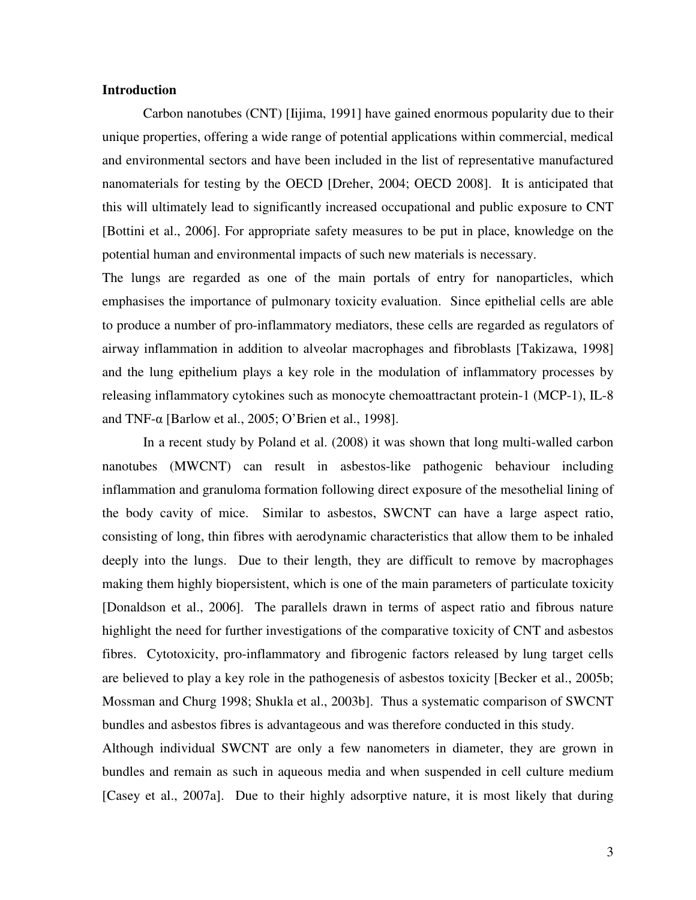## Introduction

Carbon nanotubes (CNT) [Iijima, 1991] have gained enormous popularity due to their unique properties, offering a wide range of potential applications within commercial, medical and environmental sectors and have been included in the list of representative manufactured nanomaterials for testing by the OECD [Dreher, 2004; OECD 2008]. It is anticipated that this will ultimately lead to significantly increased occupational and public exposure to CNT [Bottini et al., 2006]. For appropriate safety measures to be put in place, knowledge on the potential human and environmental impacts of such new materials is necessary.

The lungs are regarded as one of the main portals of entry for nanoparticles, which emphasises the importance of pulmonary toxicity evaluation. Since epithelial cells are able to produce a number of pro-inflammatory mediators, these cells are regarded as regulators of airway inflammation in addition to alveolar macrophages and fibroblasts [Takizawa, 1998] and the lung epithelium plays a key role in the modulation of inflammatory processes by releasing inflammatory cytokines such as monocyte chemoattractant protein-1 (MCP-1), IL-8 and TNF-α [Barlow et al., 2005; O'Brien et al., 1998].

In a recent study by Poland et al. (2008) it was shown that long multi-walled carbon nanotubes (MWCNT) can result in asbestos-like pathogenic behaviour including inflammation and granuloma formation following direct exposure of the mesothelial lining of the body cavity of mice. Similar to asbestos, SWCNT can have a large aspect ratio, consisting of long, thin fibres with aerodynamic characteristics that allow them to be inhaled deeply into the lungs. Due to their length, they are difficult to remove by macrophages making them highly biopersistent, which is one of the main parameters of particulate toxicity [Donaldson et al., 2006]. The parallels drawn in terms of aspect ratio and fibrous nature highlight the need for further investigations of the comparative toxicity of CNT and asbestos fibres. Cytotoxicity, pro-inflammatory and fibrogenic factors released by lung target cells are believed to play a key role in the pathogenesis of asbestos toxicity [Becker et al., 2005b; Mossman and Churg 1998; Shukla et al., 2003b]. Thus a systematic comparison of SWCNT bundles and asbestos fibres is advantageous and was therefore conducted in this study.

Although individual SWCNT are only a few nanometers in diameter, they are grown in bundles and remain as such in aqueous media and when suspended in cell culture medium [Casey et al., 2007a]. Due to their highly adsorptive nature, it is most likely that during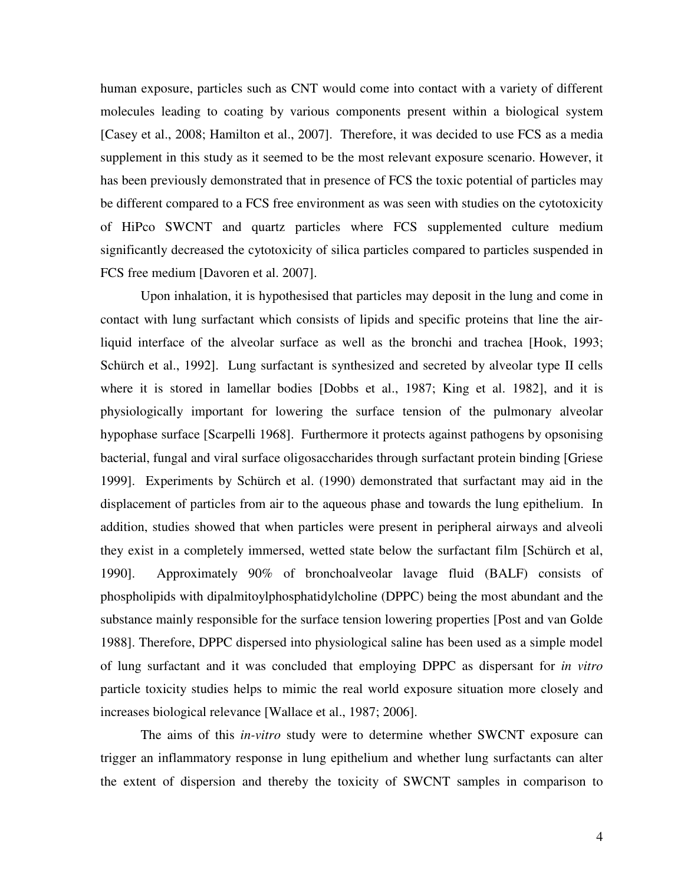human exposure, particles such as CNT would come into contact with a variety of different molecules leading to coating by various components present within a biological system [Casey et al., 2008; Hamilton et al., 2007]. Therefore, it was decided to use FCS as a media supplement in this study as it seemed to be the most relevant exposure scenario. However, it has been previously demonstrated that in presence of FCS the toxic potential of particles may be different compared to a FCS free environment as was seen with studies on the cytotoxicity of HiPco SWCNT and quartz particles where FCS supplemented culture medium significantly decreased the cytotoxicity of silica particles compared to particles suspended in FCS free medium [Davoren et al. 2007].

Upon inhalation, it is hypothesised that particles may deposit in the lung and come in contact with lung surfactant which consists of lipids and specific proteins that line the air-liquid interface of the alveolar surface as well as the bronchi and trachea [Hook, 1993; Schürch et al., 1992]. Lung surfactant is synthesized and secreted by alveolar type II cells where it is stored in lamellar bodies [Dobbs et al., 1987; King et al. 1982], and it is physiologically important for lowering the surface tension of the pulmonary alveolar hypophase surface [Scarpelli 1968]. Furthermore it protects against pathogens by opsonising bacterial, fungal and viral surface oligosaccharides through surfactant protein binding [Griese 1999]. Experiments by Schürch et al. (1990) demonstrated that surfactant may aid in the displacement of particles from air to the aqueous phase and towards the lung epithelium. In addition, studies showed that when particles were present in peripheral airways and alveoli they exist in a completely immersed, wetted state below the surfactant film [Schürch et al, 1990]. Approximately 90% of bronchoalveolar lavage fluid (BALF) consists of phospholipids with dipalmitoylphosphatidylcholine (DPPC) being the most abundant and the substance mainly responsible for the surface tension lowering properties [Post and van Golde 1988]. Therefore, DPPC dispersed into physiological saline has been used as a simple model of lung surfactant and it was concluded that employing DPPC as dispersant for *in vitro* particle toxicity studies helps to mimic the real world exposure situation more closely and increases biological relevance [Wallace et al., 1987; 2006].

The aims of this *in-vitro* study were to determine whether SWCNT exposure can trigger an inflammatory response in lung epithelium and whether lung surfactants can alter the extent of dispersion and thereby the toxicity of SWCNT samples in comparison to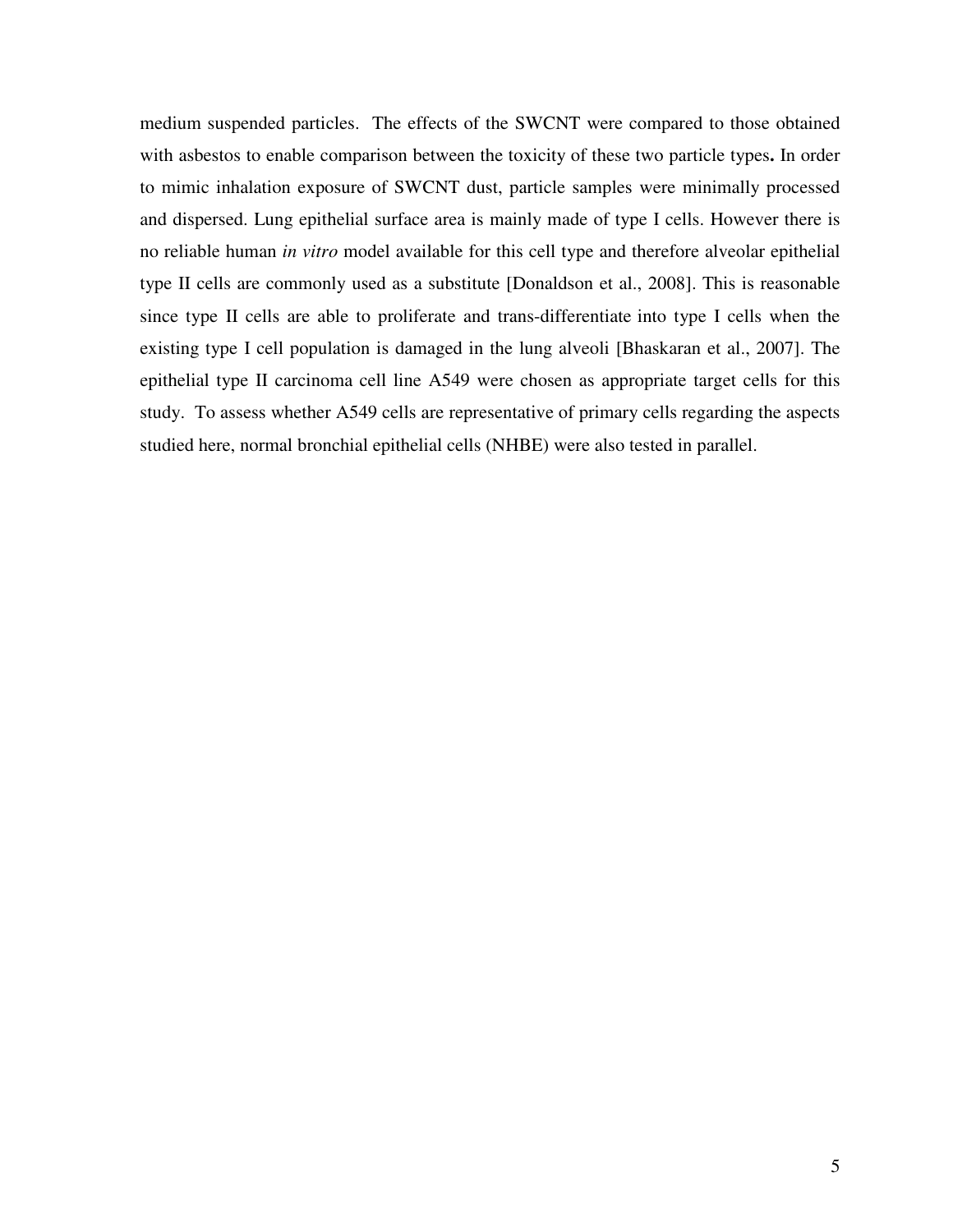medium suspended particles. The effects of the SWCNT were compared to those obtained with asbestos to enable comparison between the toxicity of these two particle types**.** In order to mimic inhalation exposure of SWCNT dust, particle samples were minimally processed and dispersed. Lung epithelial surface area is mainly made of type I cells. However there is no reliable human *in vitro* model available for this cell type and therefore alveolar epithelial type II cells are commonly used as a substitute [Donaldson et al., 2008]. This is reasonable since type II cells are able to proliferate and trans-differentiate into type I cells when the existing type I cell population is damaged in the lung alveoli [Bhaskaran et al., 2007]. The epithelial type II carcinoma cell line A549 were chosen as appropriate target cells for this study. To assess whether A549 cells are representative of primary cells regarding the aspects studied here, normal bronchial epithelial cells (NHBE) were also tested in parallel.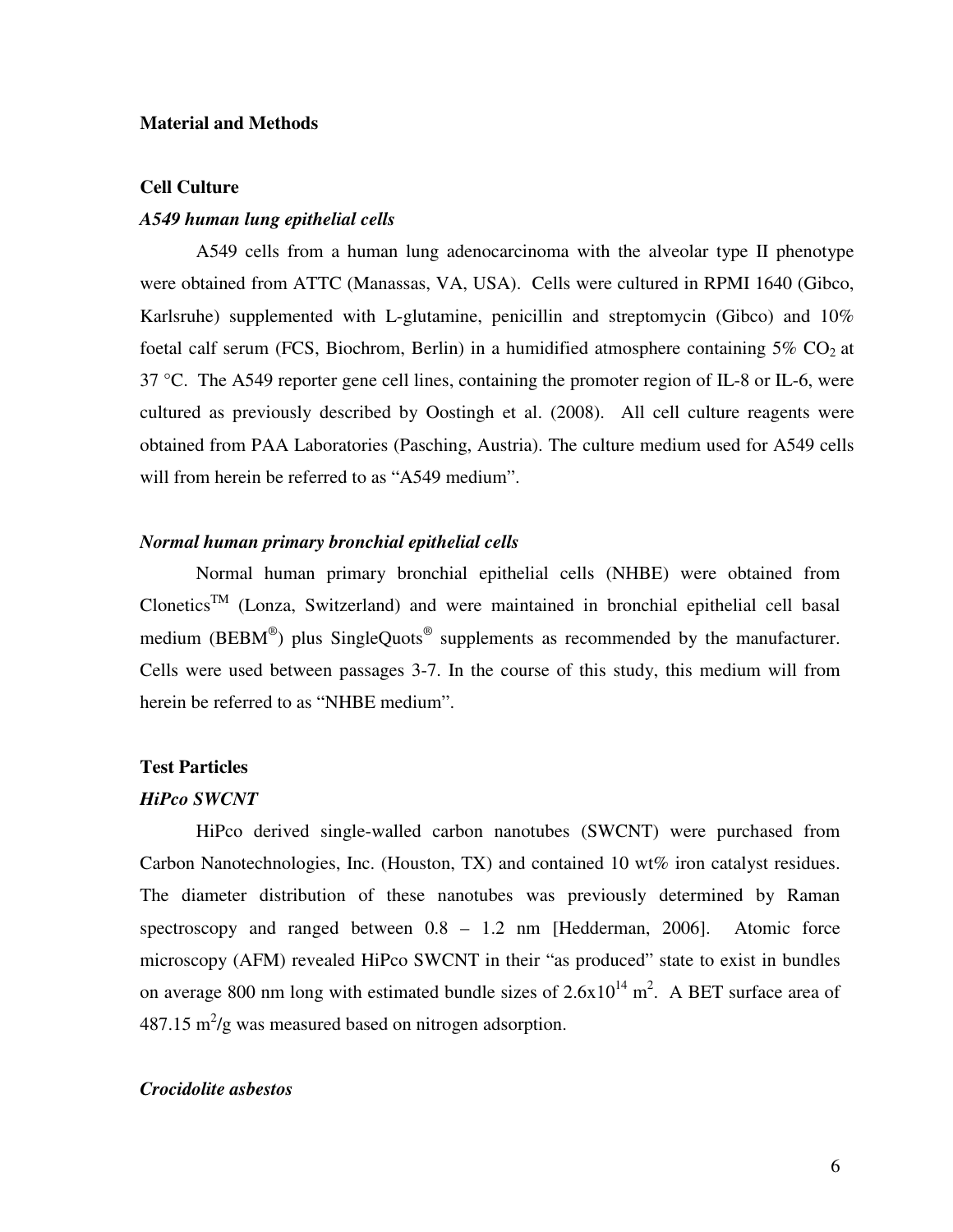## Material and Methods

### Cell Culture

#### *A549 human lung epithelial cells*

A549 cells from a human lung adenocarcinoma with the alveolar type II phenotype were obtained from ATTC (Manassas, VA, USA). Cells were cultured in RPMI 1640 (Gibco, Karlsruhe) supplemented with L-glutamine, penicillin and streptomycin (Gibco) and 10% foetal calf serum (FCS, Biochrom, Berlin) in a humidified atmosphere containing 5% $CO_2$ at 37 °C. The A549 reporter gene cell lines, containing the promoter region of IL-8 or IL-6, were cultured as previously described by Oostingh et al. (2008). All cell culture reagents were obtained from PAA Laboratories (Pasching, Austria). The culture medium used for A549 cells will from herein be referred to as "A549 medium".

#### *Normal human primary bronchial epithelial cells*

Normal human primary bronchial epithelial cells (NHBE) were obtained from Clonetics™ (Lonza, Switzerland) and were maintained in bronchial epithelial cell basal medium (BEBM®) plus SingleQuots® supplements as recommended by the manufacturer. Cells were used between passages 3-7. In the course of this study, this medium will from herein be referred to as "NHBE medium".

### Test Particles

#### *HiPco SWCNT*

HiPco derived single-walled carbon nanotubes (SWCNT) were purchased from Carbon Nanotechnologies, Inc. (Houston, TX) and contained 10 wt% iron catalyst residues. The diameter distribution of these nanotubes was previously determined by Raman spectroscopy and ranged between 0.8 – 1.2 nm [Hedderman, 2006]. Atomic force microscopy (AFM) revealed HiPco SWCNT in their "as produced" state to exist in bundles on average 800 nm long with estimated bundle sizes of $2.6 \times 10^{14}$ $m^2$. A BET surface area of 487.15 $m^2/g$ was measured based on nitrogen adsorption.

#### *Crocidolite asbestos*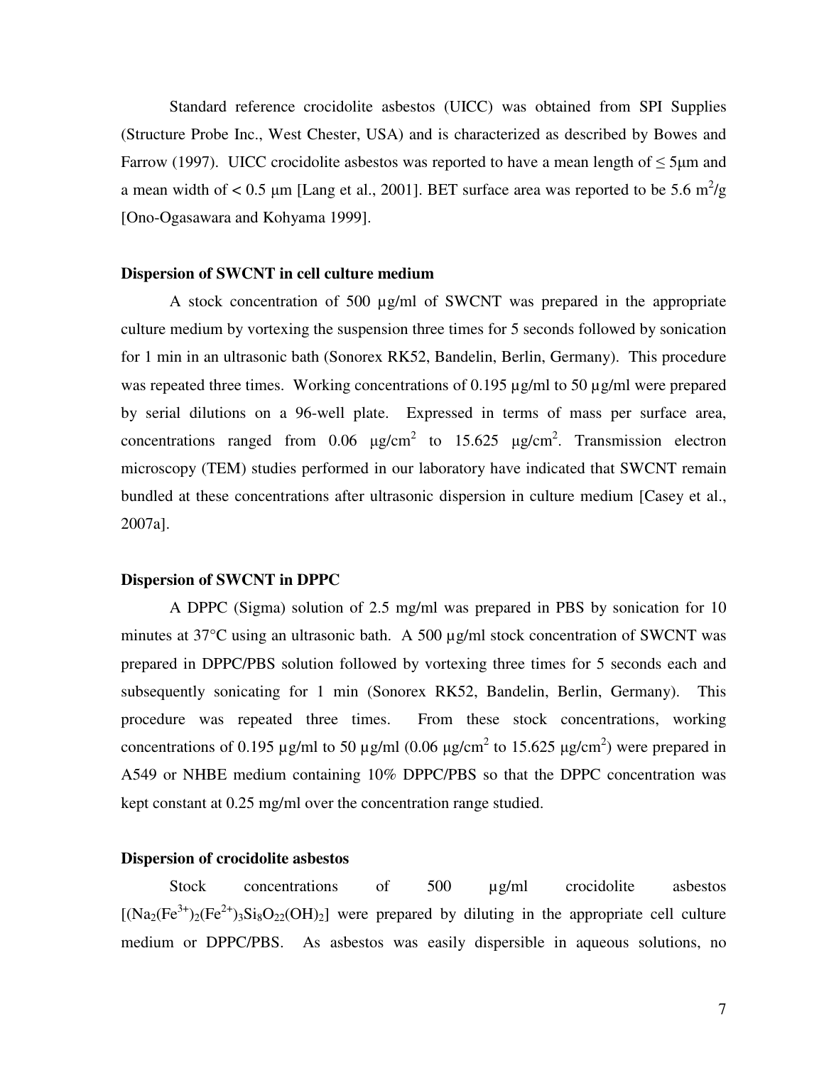Standard reference crocidolite asbestos (UICC) was obtained from SPI Supplies (Structure Probe Inc., West Chester, USA) and is characterized as described by Bowes and Farrow (1997). UICC crocidolite asbestos was reported to have a mean length of ≤ 5μm and a mean width of < 0.5 μm [Lang et al., 2001]. BET surface area was reported to be 5.6 $m^2/g$ [Ono-Ogasawara and Kohyama 1999].

**Dispersion of SWCNT in cell culture medium**

A stock concentration of 500 µg/ml of SWCNT was prepared in the appropriate culture medium by vortexing the suspension three times for 5 seconds followed by sonication for 1 min in an ultrasonic bath (Sonorex RK52, Bandelin, Berlin, Germany). This procedure was repeated three times. Working concentrations of 0.195 µg/ml to 50 µg/ml were prepared by serial dilutions on a 96-well plate. Expressed in terms of mass per surface area, concentrations ranged from 0.06 $\mu g/cm^2$ to 15.625 $\mu g/cm^2$. Transmission electron microscopy (TEM) studies performed in our laboratory have indicated that SWCNT remain bundled at these concentrations after ultrasonic dispersion in culture medium [Casey et al., 2007a].

**Dispersion of SWCNT in DPPC**

A DPPC (Sigma) solution of 2.5 mg/ml was prepared in PBS by sonication for 10 minutes at 37°C using an ultrasonic bath. A 500 µg/ml stock concentration of SWCNT was prepared in DPPC/PBS solution followed by vortexing three times for 5 seconds each and subsequently sonicating for 1 min (Sonorex RK52, Bandelin, Berlin, Germany). This procedure was repeated three times. From these stock concentrations, working concentrations of 0.195 µg/ml to 50 µg/ml (0.06 $\mu g/cm^2$ to 15.625 $\mu g/cm^2$) were prepared in A549 or NHBE medium containing 10% DPPC/PBS so that the DPPC concentration was kept constant at 0.25 mg/ml over the concentration range studied.

**Dispersion of crocidolite asbestos**

Stock concentrations of 500 µg/ml crocidolite asbestos [$(Na_2(Fe^{3+})_2(Fe^{2+})_3Si_8O_{22}(OH)_2$] were prepared by diluting in the appropriate cell culture medium or DPPC/PBS. As asbestos was easily dispersible in aqueous solutions, no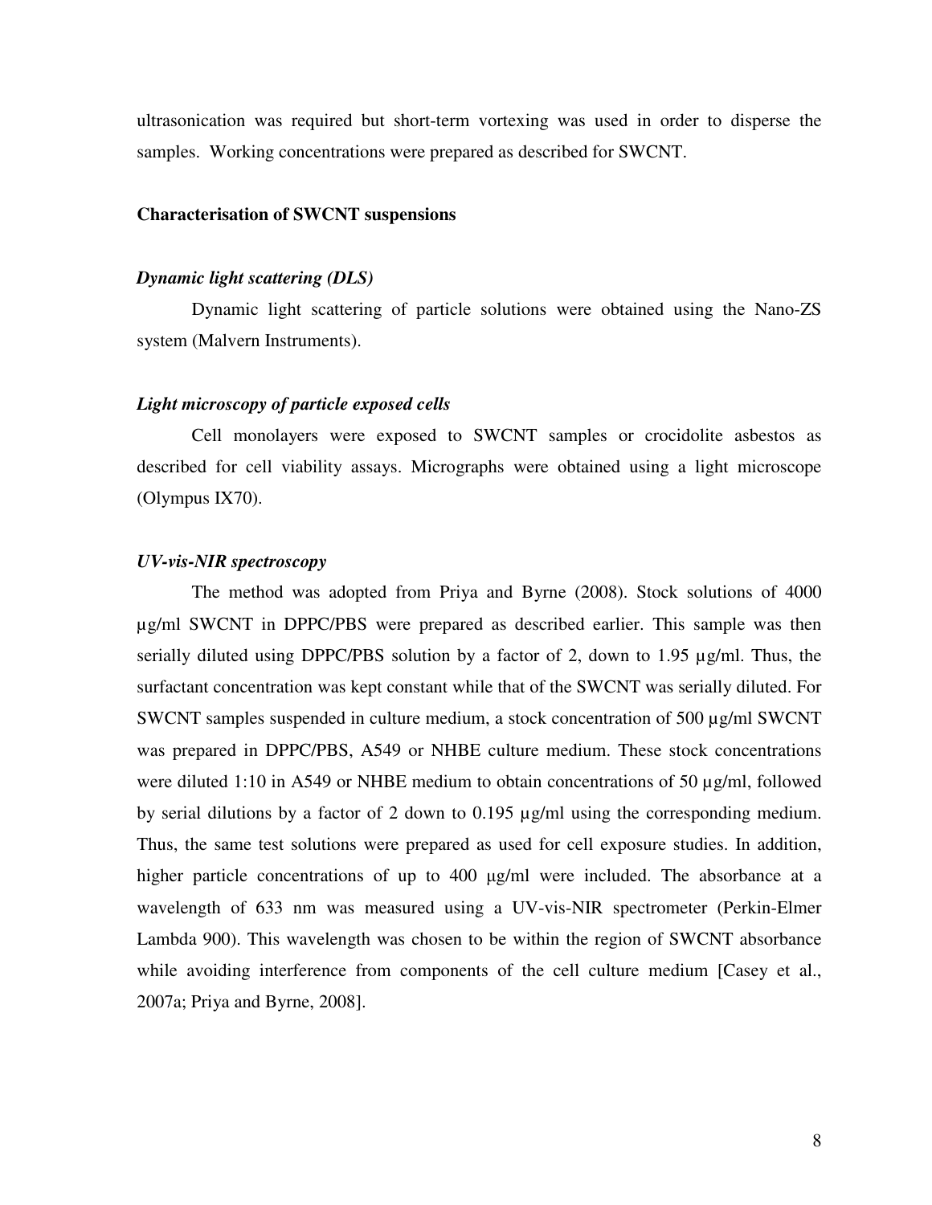ultrasonication was required but short-term vortexing was used in order to disperse the samples. Working concentrations were prepared as described for SWCNT.

## Characterisation of SWCNT suspensions

### *Dynamic light scattering (DLS)*

Dynamic light scattering of particle solutions were obtained using the Nano-ZS system (Malvern Instruments).

### *Light microscopy of particle exposed cells*

Cell monolayers were exposed to SWCNT samples or crocidolite asbestos as described for cell viability assays. Micrographs were obtained using a light microscope (Olympus IX70).

### *UV-vis-NIR spectroscopy*

The method was adopted from Priya and Byrne (2008). Stock solutions of 4000 µg/ml SWCNT in DPPC/PBS were prepared as described earlier. This sample was then serially diluted using DPPC/PBS solution by a factor of 2, down to 1.95 µg/ml. Thus, the surfactant concentration was kept constant while that of the SWCNT was serially diluted. For SWCNT samples suspended in culture medium, a stock concentration of 500 µg/ml SWCNT was prepared in DPPC/PBS, A549 or NHBE culture medium. These stock concentrations were diluted 1:10 in A549 or NHBE medium to obtain concentrations of 50 µg/ml, followed by serial dilutions by a factor of 2 down to 0.195 µg/ml using the corresponding medium. Thus, the same test solutions were prepared as used for cell exposure studies. In addition, higher particle concentrations of up to 400 µg/ml were included. The absorbance at a wavelength of 633 nm was measured using a UV-vis-NIR spectrometer (Perkin-Elmer Lambda 900). This wavelength was chosen to be within the region of SWCNT absorbance while avoiding interference from components of the cell culture medium [Casey et al., 2007a; Priya and Byrne, 2008].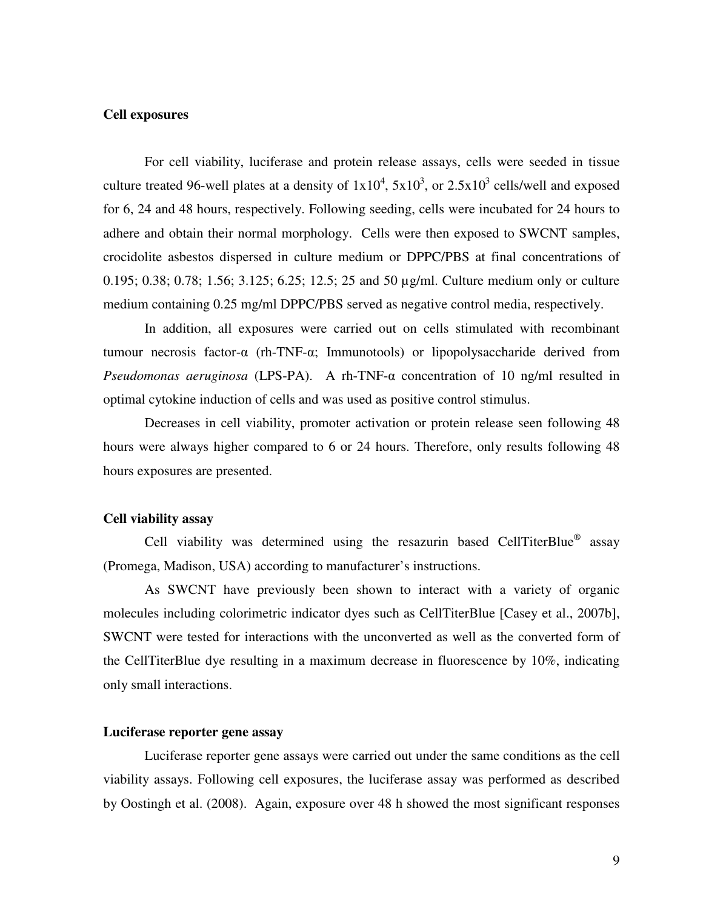### Cell exposures

For cell viability, luciferase and protein release assays, cells were seeded in tissue culture treated 96-well plates at a density of $1x10^4$, $5x10^3$, or $2.5x10^3$ cells/well and exposed for 6, 24 and 48 hours, respectively. Following seeding, cells were incubated for 24 hours to adhere and obtain their normal morphology. Cells were then exposed to SWCNT samples, crocidolite asbestos dispersed in culture medium or DPPC/PBS at final concentrations of 0.195; 0.38; 0.78; 1.56; 3.125; 6.25; 12.5; 25 and 50 µg/ml. Culture medium only or culture medium containing 0.25 mg/ml DPPC/PBS served as negative control media, respectively.

In addition, all exposures were carried out on cells stimulated with recombinant tumour necrosis factor-α (rh-TNF-α; Immunotools) or lipopolysaccharide derived from *Pseudomonas aeruginosa* (LPS-PA). A rh-TNF-α concentration of 10 ng/ml resulted in optimal cytokine induction of cells and was used as positive control stimulus.

Decreases in cell viability, promoter activation or protein release seen following 48 hours were always higher compared to 6 or 24 hours. Therefore, only results following 48 hours exposures are presented.

### Cell viability assay

Cell viability was determined using the resazurin based CellTiterBlue® assay (Promega, Madison, USA) according to manufacturer's instructions.

As SWCNT have previously been shown to interact with a variety of organic molecules including colorimetric indicator dyes such as CellTiterBlue [Casey et al., 2007b], SWCNT were tested for interactions with the unconverted as well as the converted form of the CellTiterBlue dye resulting in a maximum decrease in fluorescence by 10%, indicating only small interactions.

### Luciferase reporter gene assay

Luciferase reporter gene assays were carried out under the same conditions as the cell viability assays. Following cell exposures, the luciferase assay was performed as described by Oostingh et al. (2008). Again, exposure over 48 h showed the most significant responses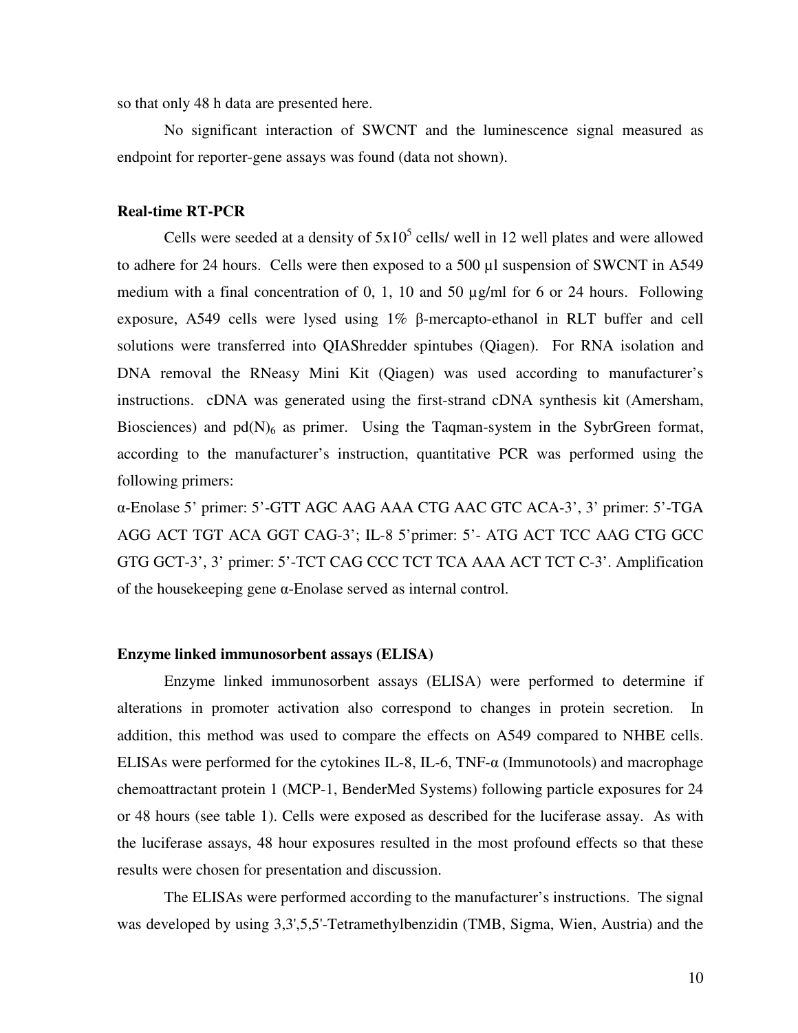so that only 48 h data are presented here.

No significant interaction of SWCNT and the luminescence signal measured as endpoint for reporter-gene assays was found (data not shown).

### Real-time RT-PCR

Cells were seeded at a density of $5 \times 10^5$ cells/ well in 12 well plates and were allowed to adhere for 24 hours. Cells were then exposed to a 500 µl suspension of SWCNT in A549 medium with a final concentration of 0, 1, 10 and 50 µg/ml for 6 or 24 hours. Following exposure, A549 cells were lysed using 1% β-mercapto-ethanol in RLT buffer and cell solutions were transferred into QIAShredder spintubes (Qiagen). For RNA isolation and DNA removal the RNeasy Mini Kit (Qiagen) was used according to manufacturer's instructions. cDNA was generated using the first-strand cDNA synthesis kit (Amersham, Biosciences) and $pd(N)_6$ as primer. Using the Taqman-system in the SybrGreen format, according to the manufacturer's instruction, quantitative PCR was performed using the following primers:

α-Enolase 5' primer: 5'-GTT AGC AAG AAA CTG AAC GTC ACA-3', 3' primer: 5'-TGA AGG ACT TGT ACA GGT CAG-3'; IL-8 5'primer: 5'- ATG ACT TCC AAG CTG GCC GTG GCT-3', 3' primer: 5'-TCT CAG CCC TCT TCA AAA ACT TCT C-3'. Amplification of the housekeeping gene α-Enolase served as internal control.

### Enzyme linked immunosorbent assays (ELISA)

Enzyme linked immunosorbent assays (ELISA) were performed to determine if alterations in promoter activation also correspond to changes in protein secretion. In addition, this method was used to compare the effects on A549 compared to NHBE cells. ELISAs were performed for the cytokines IL-8, IL-6, TNF-α (Immunotools) and macrophage chemoattractant protein 1 (MCP-1, BenderMed Systems) following particle exposures for 24 or 48 hours (see table 1). Cells were exposed as described for the luciferase assay. As with the luciferase assays, 48 hour exposures resulted in the most profound effects so that these results were chosen for presentation and discussion.

The ELISAs were performed according to the manufacturer's instructions. The signal was developed by using 3,3',5,5'-Tetramethylbenzidin (TMB, Sigma, Wien, Austria) and the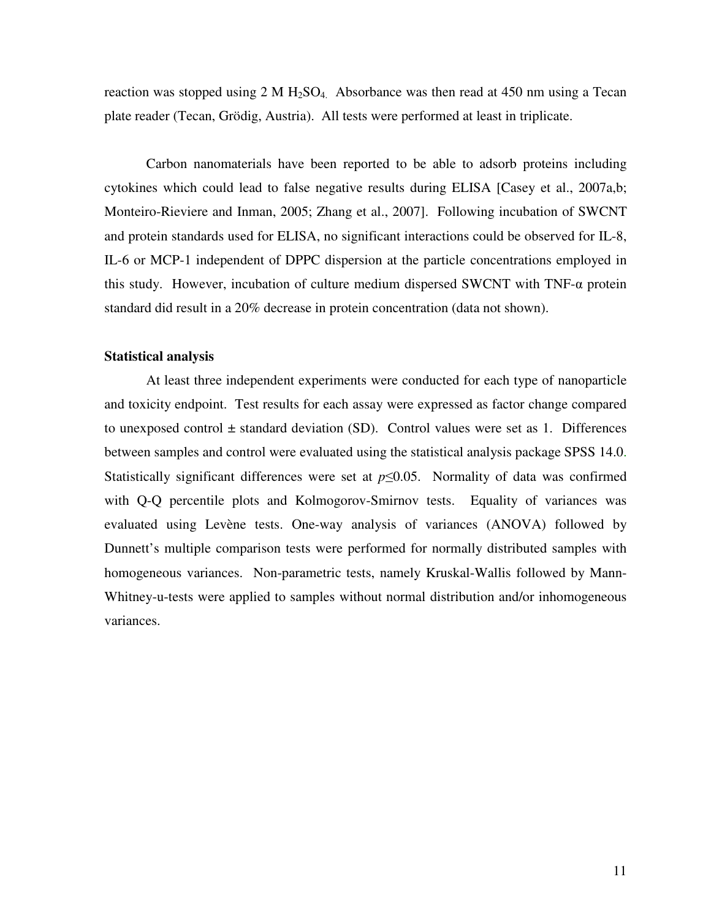reaction was stopped using 2 M $H_2SO_4$. Absorbance was then read at 450 nm using a Tecan plate reader (Tecan, Grödig, Austria). All tests were performed at least in triplicate.

Carbon nanomaterials have been reported to be able to adsorb proteins including cytokines which could lead to false negative results during ELISA [Casey et al., 2007a,b; Monteiro-Rieviere and Inman, 2005; Zhang et al., 2007]. Following incubation of SWCNT and protein standards used for ELISA, no significant interactions could be observed for IL-8, IL-6 or MCP-1 independent of DPPC dispersion at the particle concentrations employed in this study. However, incubation of culture medium dispersed SWCNT with TNF-α protein standard did result in a 20% decrease in protein concentration (data not shown).

### Statistical analysis

At least three independent experiments were conducted for each type of nanoparticle and toxicity endpoint. Test results for each assay were expressed as factor change compared to unexposed control ± standard deviation (SD). Control values were set as 1. Differences between samples and control were evaluated using the statistical analysis package SPSS 14.0. Statistically significant differences were set at $p \leq 0.05$. Normality of data was confirmed with Q-Q percentile plots and Kolmogorov-Smirnov tests. Equality of variances was evaluated using Levène tests. One-way analysis of variances (ANOVA) followed by Dunnett's multiple comparison tests were performed for normally distributed samples with homogeneous variances. Non-parametric tests, namely Kruskal-Wallis followed by Mann-Whitney-u-tests were applied to samples without normal distribution and/or inhomogeneous variances.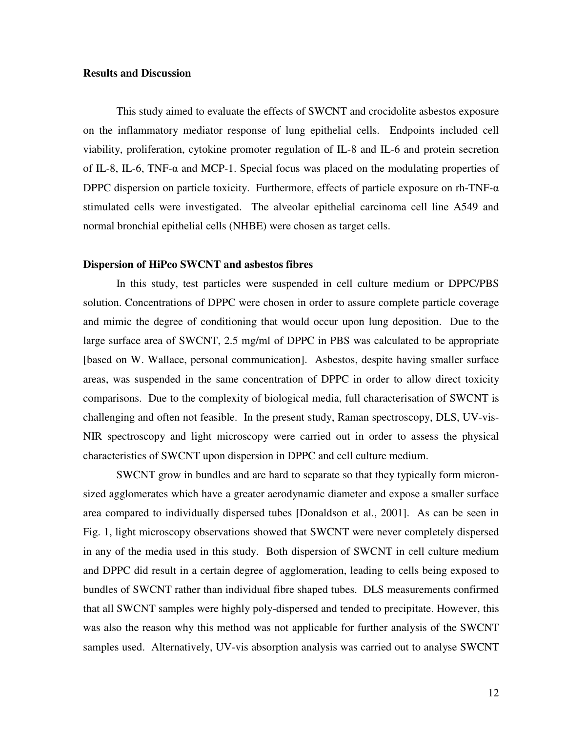## Results and Discussion

This study aimed to evaluate the effects of SWCNT and crocidolite asbestos exposure on the inflammatory mediator response of lung epithelial cells. Endpoints included cell viability, proliferation, cytokine promoter regulation of IL-8 and IL-6 and protein secretion of IL-8, IL-6, TNF-α and MCP-1. Special focus was placed on the modulating properties of DPPC dispersion on particle toxicity. Furthermore, effects of particle exposure on rh-TNF-α stimulated cells were investigated. The alveolar epithelial carcinoma cell line A549 and normal bronchial epithelial cells (NHBE) were chosen as target cells.

### Dispersion of HiPco SWCNT and asbestos fibres

In this study, test particles were suspended in cell culture medium or DPPC/PBS solution. Concentrations of DPPC were chosen in order to assure complete particle coverage and mimic the degree of conditioning that would occur upon lung deposition. Due to the large surface area of SWCNT, 2.5 mg/ml of DPPC in PBS was calculated to be appropriate [based on W. Wallace, personal communication]. Asbestos, despite having smaller surface areas, was suspended in the same concentration of DPPC in order to allow direct toxicity comparisons. Due to the complexity of biological media, full characterisation of SWCNT is challenging and often not feasible. In the present study, Raman spectroscopy, DLS, UV-vis-NIR spectroscopy and light microscopy were carried out in order to assess the physical characteristics of SWCNT upon dispersion in DPPC and cell culture medium.

SWCNT grow in bundles and are hard to separate so that they typically form micron-sized agglomerates which have a greater aerodynamic diameter and expose a smaller surface area compared to individually dispersed tubes [Donaldson et al., 2001]. As can be seen in Fig. 1, light microscopy observations showed that SWCNT were never completely dispersed in any of the media used in this study. Both dispersion of SWCNT in cell culture medium and DPPC did result in a certain degree of agglomeration, leading to cells being exposed to bundles of SWCNT rather than individual fibre shaped tubes. DLS measurements confirmed that all SWCNT samples were highly poly-dispersed and tended to precipitate. However, this was also the reason why this method was not applicable for further analysis of the SWCNT samples used. Alternatively, UV-vis absorption analysis was carried out to analyse SWCNT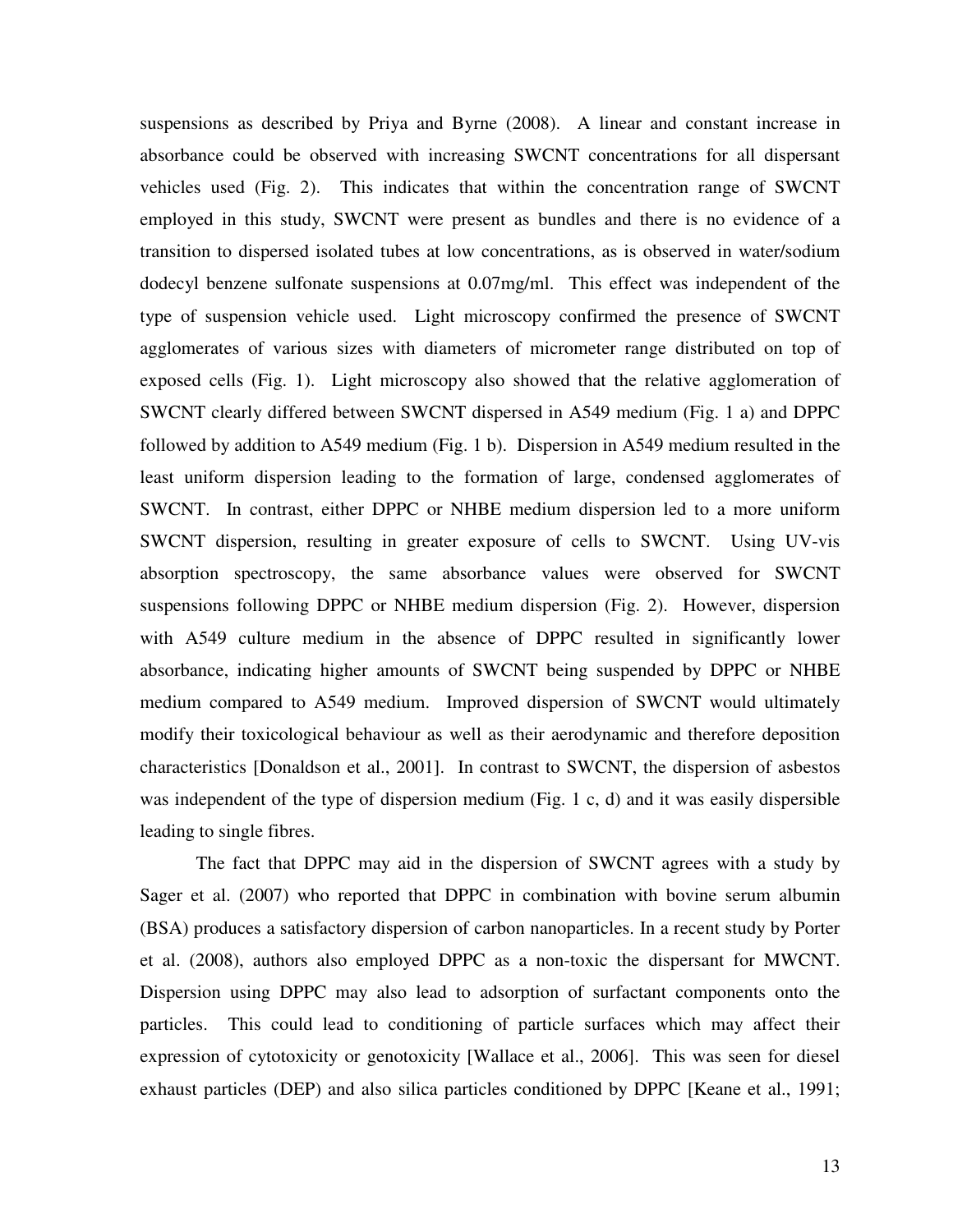suspensions as described by Priya and Byrne (2008). A linear and constant increase in absorbance could be observed with increasing SWCNT concentrations for all dispersant vehicles used (Fig. 2). This indicates that within the concentration range of SWCNT employed in this study, SWCNT were present as bundles and there is no evidence of a transition to dispersed isolated tubes at low concentrations, as is observed in water/sodium dodecyl benzene sulfonate suspensions at 0.07mg/ml. This effect was independent of the type of suspension vehicle used. Light microscopy confirmed the presence of SWCNT agglomerates of various sizes with diameters of micrometer range distributed on top of exposed cells (Fig. 1). Light microscopy also showed that the relative agglomeration of SWCNT clearly differed between SWCNT dispersed in A549 medium (Fig. 1 a) and DPPC followed by addition to A549 medium (Fig. 1 b). Dispersion in A549 medium resulted in the least uniform dispersion leading to the formation of large, condensed agglomerates of SWCNT. In contrast, either DPPC or NHBE medium dispersion led to a more uniform SWCNT dispersion, resulting in greater exposure of cells to SWCNT. Using UV-vis absorption spectroscopy, the same absorbance values were observed for SWCNT suspensions following DPPC or NHBE medium dispersion (Fig. 2). However, dispersion with A549 culture medium in the absence of DPPC resulted in significantly lower absorbance, indicating higher amounts of SWCNT being suspended by DPPC or NHBE medium compared to A549 medium. Improved dispersion of SWCNT would ultimately modify their toxicological behaviour as well as their aerodynamic and therefore deposition characteristics [Donaldson et al., 2001]. In contrast to SWCNT, the dispersion of asbestos was independent of the type of dispersion medium (Fig. 1 c, d) and it was easily dispersible leading to single fibres.

The fact that DPPC may aid in the dispersion of SWCNT agrees with a study by Sager et al. (2007) who reported that DPPC in combination with bovine serum albumin (BSA) produces a satisfactory dispersion of carbon nanoparticles. In a recent study by Porter et al. (2008), authors also employed DPPC as a non-toxic the dispersant for MWCNT. Dispersion using DPPC may also lead to adsorption of surfactant components onto the particles. This could lead to conditioning of particle surfaces which may affect their expression of cytotoxicity or genotoxicity [Wallace et al., 2006]. This was seen for diesel exhaust particles (DEP) and also silica particles conditioned by DPPC [Keane et al., 1991;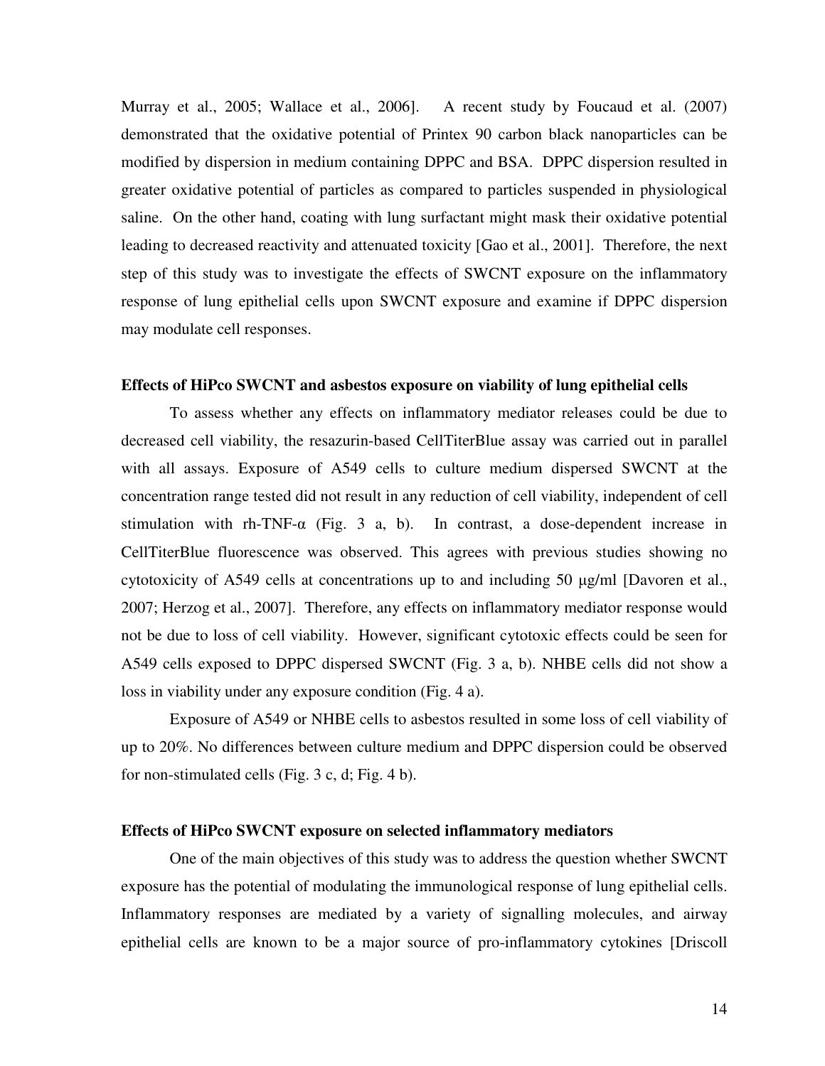Murray et al., 2005; Wallace et al., 2006]. A recent study by Foucaud et al. (2007) demonstrated that the oxidative potential of Printex 90 carbon black nanoparticles can be modified by dispersion in medium containing DPPC and BSA. DPPC dispersion resulted in greater oxidative potential of particles as compared to particles suspended in physiological saline. On the other hand, coating with lung surfactant might mask their oxidative potential leading to decreased reactivity and attenuated toxicity [Gao et al., 2001]. Therefore, the next step of this study was to investigate the effects of SWCNT exposure on the inflammatory response of lung epithelial cells upon SWCNT exposure and examine if DPPC dispersion may modulate cell responses.

**Effects of HiPco SWCNT and asbestos exposure on viability of lung epithelial cells**

To assess whether any effects on inflammatory mediator releases could be due to decreased cell viability, the resazurin-based CellTiterBlue assay was carried out in parallel with all assays. Exposure of A549 cells to culture medium dispersed SWCNT at the concentration range tested did not result in any reduction of cell viability, independent of cell stimulation with rh-TNF-α (Fig. 3 a, b). In contrast, a dose-dependent increase in CellTiterBlue fluorescence was observed. This agrees with previous studies showing no cytotoxicity of A549 cells at concentrations up to and including 50 µg/ml [Davoren et al., 2007; Herzog et al., 2007]. Therefore, any effects on inflammatory mediator response would not be due to loss of cell viability. However, significant cytotoxic effects could be seen for A549 cells exposed to DPPC dispersed SWCNT (Fig. 3 a, b). NHBE cells did not show a loss in viability under any exposure condition (Fig. 4 a).

Exposure of A549 or NHBE cells to asbestos resulted in some loss of cell viability of up to 20%. No differences between culture medium and DPPC dispersion could be observed for non-stimulated cells (Fig. 3 c, d; Fig. 4 b).

**Effects of HiPco SWCNT exposure on selected inflammatory mediators**

One of the main objectives of this study was to address the question whether SWCNT exposure has the potential of modulating the immunological response of lung epithelial cells. Inflammatory responses are mediated by a variety of signalling molecules, and airway epithelial cells are known to be a major source of pro-inflammatory cytokines [Driscoll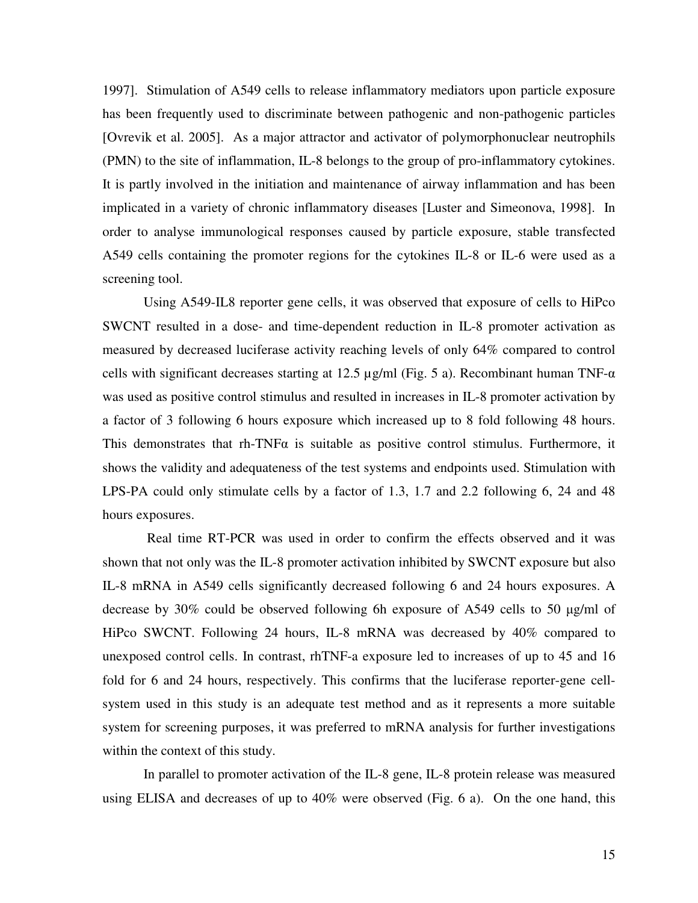1997]. Stimulation of A549 cells to release inflammatory mediators upon particle exposure has been frequently used to discriminate between pathogenic and non-pathogenic particles [Ovrevik et al. 2005]. As a major attractor and activator of polymorphonuclear neutrophils (PMN) to the site of inflammation, IL-8 belongs to the group of pro-inflammatory cytokines. It is partly involved in the initiation and maintenance of airway inflammation and has been implicated in a variety of chronic inflammatory diseases [Luster and Simeonova, 1998]. In order to analyse immunological responses caused by particle exposure, stable transfected A549 cells containing the promoter regions for the cytokines IL-8 or IL-6 were used as a screening tool.

Using A549-IL8 reporter gene cells, it was observed that exposure of cells to HiPco SWCNT resulted in a dose- and time-dependent reduction in IL-8 promoter activation as measured by decreased luciferase activity reaching levels of only 64% compared to control cells with significant decreases starting at 12.5 µg/ml (Fig. 5 a). Recombinant human TNF-α was used as positive control stimulus and resulted in increases in IL-8 promoter activation by a factor of 3 following 6 hours exposure which increased up to 8 fold following 48 hours. This demonstrates that rh-TNFα is suitable as positive control stimulus. Furthermore, it shows the validity and adequateness of the test systems and endpoints used. Stimulation with LPS-PA could only stimulate cells by a factor of 1.3, 1.7 and 2.2 following 6, 24 and 48 hours exposures.

Real time RT-PCR was used in order to confirm the effects observed and it was shown that not only was the IL-8 promoter activation inhibited by SWCNT exposure but also IL-8 mRNA in A549 cells significantly decreased following 6 and 24 hours exposures. A decrease by 30% could be observed following 6h exposure of A549 cells to 50 µg/ml of HiPco SWCNT. Following 24 hours, IL-8 mRNA was decreased by 40% compared to unexposed control cells. In contrast, rhTNF-a exposure led to increases of up to 45 and 16 fold for 6 and 24 hours, respectively. This confirms that the luciferase reporter-gene cell-system used in this study is an adequate test method and as it represents a more suitable system for screening purposes, it was preferred to mRNA analysis for further investigations within the context of this study.

In parallel to promoter activation of the IL-8 gene, IL-8 protein release was measured using ELISA and decreases of up to 40% were observed (Fig. 6 a). On the one hand, this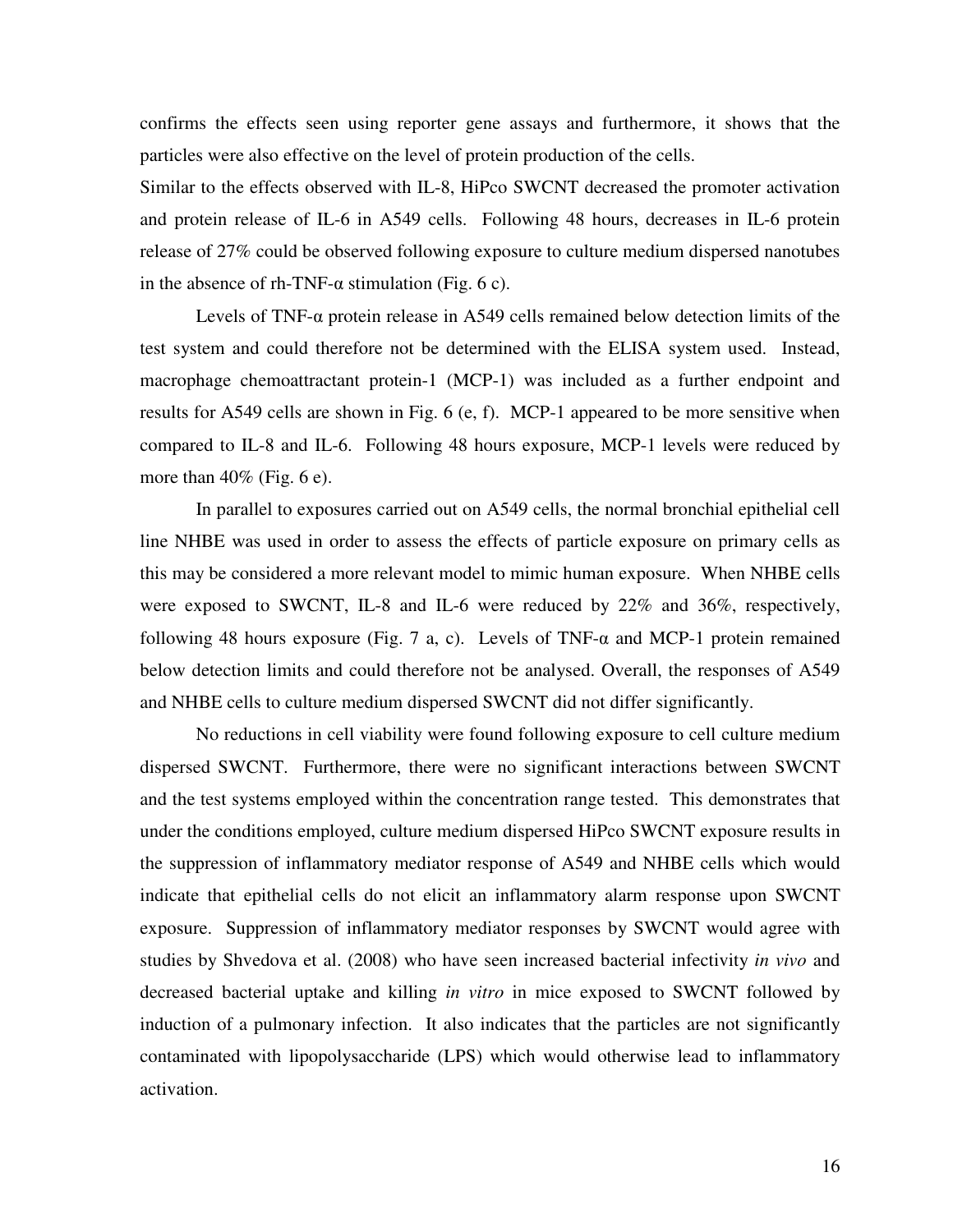confirms the effects seen using reporter gene assays and furthermore, it shows that the particles were also effective on the level of protein production of the cells.

Similar to the effects observed with IL-8, HiPco SWCNT decreased the promoter activation and protein release of IL-6 in A549 cells. Following 48 hours, decreases in IL-6 protein release of 27% could be observed following exposure to culture medium dispersed nanotubes in the absence of rh-TNF-α stimulation (Fig. 6 c).

Levels of TNF-α protein release in A549 cells remained below detection limits of the test system and could therefore not be determined with the ELISA system used. Instead, macrophage chemoattractant protein-1 (MCP-1) was included as a further endpoint and results for A549 cells are shown in Fig. 6 (e, f). MCP-1 appeared to be more sensitive when compared to IL-8 and IL-6. Following 48 hours exposure, MCP-1 levels were reduced by more than 40% (Fig. 6 e).

In parallel to exposures carried out on A549 cells, the normal bronchial epithelial cell line NHBE was used in order to assess the effects of particle exposure on primary cells as this may be considered a more relevant model to mimic human exposure. When NHBE cells were exposed to SWCNT, IL-8 and IL-6 were reduced by 22% and 36%, respectively, following 48 hours exposure (Fig. 7 a, c). Levels of TNF-α and MCP-1 protein remained below detection limits and could therefore not be analysed. Overall, the responses of A549 and NHBE cells to culture medium dispersed SWCNT did not differ significantly.

No reductions in cell viability were found following exposure to cell culture medium dispersed SWCNT. Furthermore, there were no significant interactions between SWCNT and the test systems employed within the concentration range tested. This demonstrates that under the conditions employed, culture medium dispersed HiPco SWCNT exposure results in the suppression of inflammatory mediator response of A549 and NHBE cells which would indicate that epithelial cells do not elicit an inflammatory alarm response upon SWCNT exposure. Suppression of inflammatory mediator responses by SWCNT would agree with studies by Shvedova et al. (2008) who have seen increased bacterial infectivity *in vivo* and decreased bacterial uptake and killing *in vitro* in mice exposed to SWCNT followed by induction of a pulmonary infection. It also indicates that the particles are not significantly contaminated with lipopolysaccharide (LPS) which would otherwise lead to inflammatory activation.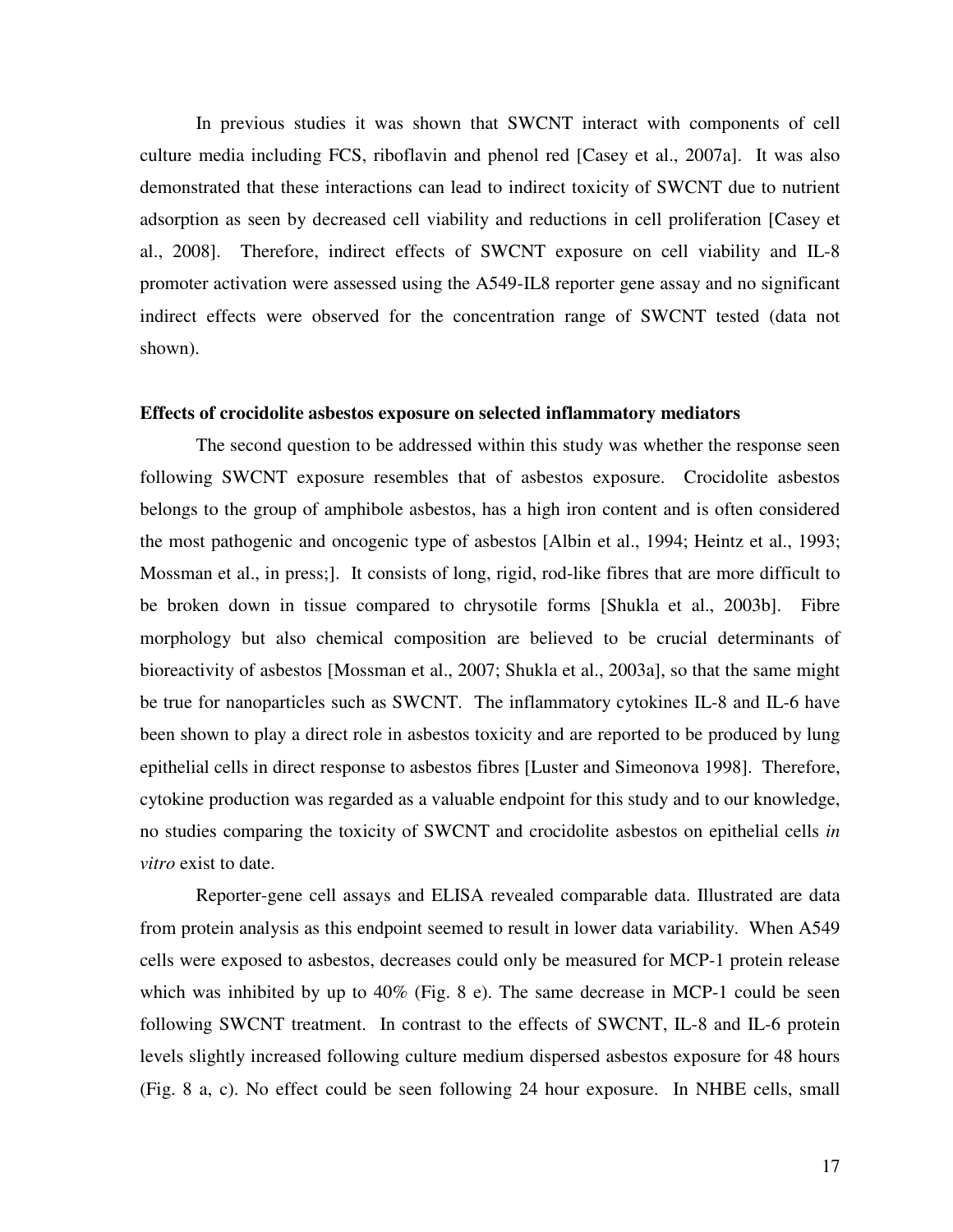In previous studies it was shown that SWCNT interact with components of cell culture media including FCS, riboflavin and phenol red [Casey et al., 2007a]. It was also demonstrated that these interactions can lead to indirect toxicity of SWCNT due to nutrient adsorption as seen by decreased cell viability and reductions in cell proliferation [Casey et al., 2008]. Therefore, indirect effects of SWCNT exposure on cell viability and IL-8 promoter activation were assessed using the A549-IL8 reporter gene assay and no significant indirect effects were observed for the concentration range of SWCNT tested (data not shown).

**Effects of crocidolite asbestos exposure on selected inflammatory mediators**

The second question to be addressed within this study was whether the response seen following SWCNT exposure resembles that of asbestos exposure. Crocidolite asbestos belongs to the group of amphibole asbestos, has a high iron content and is often considered the most pathogenic and oncogenic type of asbestos [Albin et al., 1994; Heintz et al., 1993; Mossman et al., in press;]. It consists of long, rigid, rod-like fibres that are more difficult to be broken down in tissue compared to chrysotile forms [Shukla et al., 2003b]. Fibre morphology but also chemical composition are believed to be crucial determinants of bioreactivity of asbestos [Mossman et al., 2007; Shukla et al., 2003a], so that the same might be true for nanoparticles such as SWCNT. The inflammatory cytokines IL-8 and IL-6 have been shown to play a direct role in asbestos toxicity and are reported to be produced by lung epithelial cells in direct response to asbestos fibres [Luster and Simeonova 1998]. Therefore, cytokine production was regarded as a valuable endpoint for this study and to our knowledge, no studies comparing the toxicity of SWCNT and crocidolite asbestos on epithelial cells *in vitro* exist to date.

Reporter-gene cell assays and ELISA revealed comparable data. Illustrated are data from protein analysis as this endpoint seemed to result in lower data variability. When A549 cells were exposed to asbestos, decreases could only be measured for MCP-1 protein release which was inhibited by up to 40% (Fig. 8 e). The same decrease in MCP-1 could be seen following SWCNT treatment. In contrast to the effects of SWCNT, IL-8 and IL-6 protein levels slightly increased following culture medium dispersed asbestos exposure for 48 hours (Fig. 8 a, c). No effect could be seen following 24 hour exposure. In NHBE cells, small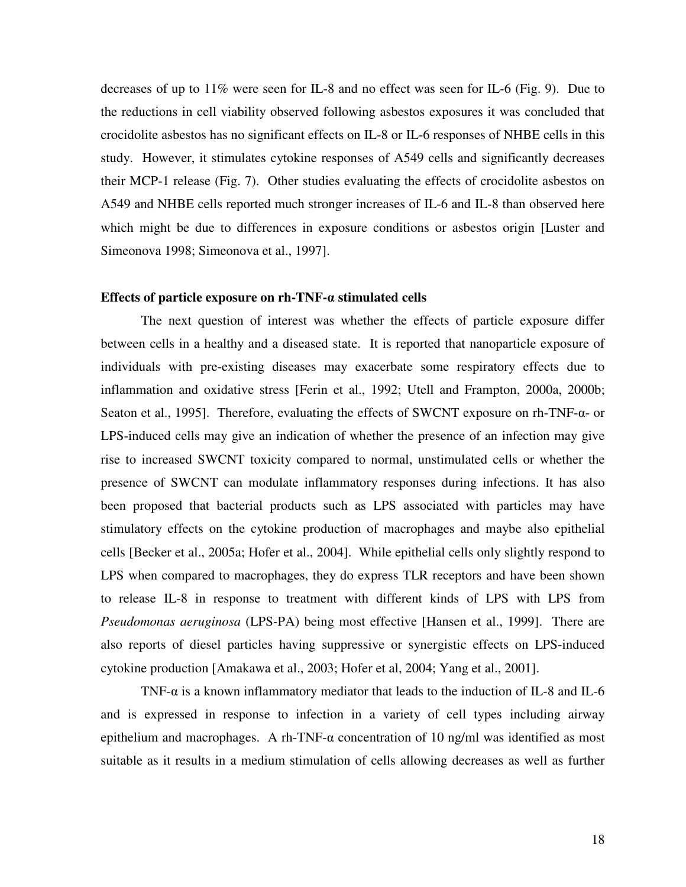decreases of up to 11% were seen for IL-8 and no effect was seen for IL-6 (Fig. 9). Due to the reductions in cell viability observed following asbestos exposures it was concluded that crocidolite asbestos has no significant effects on IL-8 or IL-6 responses of NHBE cells in this study. However, it stimulates cytokine responses of A549 cells and significantly decreases their MCP-1 release (Fig. 7). Other studies evaluating the effects of crocidolite asbestos on A549 and NHBE cells reported much stronger increases of IL-6 and IL-8 than observed here which might be due to differences in exposure conditions or asbestos origin [Luster and Simeonova 1998; Simeonova et al., 1997].

### Effects of particle exposure on rh-TNF-α stimulated cells

The next question of interest was whether the effects of particle exposure differ between cells in a healthy and a diseased state. It is reported that nanoparticle exposure of individuals with pre-existing diseases may exacerbate some respiratory effects due to inflammation and oxidative stress [Ferin et al., 1992; Utell and Frampton, 2000a, 2000b; Seaton et al., 1995]. Therefore, evaluating the effects of SWCNT exposure on rh-TNF-α- or LPS-induced cells may give an indication of whether the presence of an infection may give rise to increased SWCNT toxicity compared to normal, unstimulated cells or whether the presence of SWCNT can modulate inflammatory responses during infections. It has also been proposed that bacterial products such as LPS associated with particles may have stimulatory effects on the cytokine production of macrophages and maybe also epithelial cells [Becker et al., 2005a; Hofer et al., 2004]. While epithelial cells only slightly respond to LPS when compared to macrophages, they do express TLR receptors and have been shown to release IL-8 in response to treatment with different kinds of LPS with LPS from *Pseudomonas aeruginosa* (LPS-PA) being most effective [Hansen et al., 1999]. There are also reports of diesel particles having suppressive or synergistic effects on LPS-induced cytokine production [Amakawa et al., 2003; Hofer et al, 2004; Yang et al., 2001].

TNF-α is a known inflammatory mediator that leads to the induction of IL-8 and IL-6 and is expressed in response to infection in a variety of cell types including airway epithelium and macrophages. A rh-TNF-α concentration of 10 ng/ml was identified as most suitable as it results in a medium stimulation of cells allowing decreases as well as further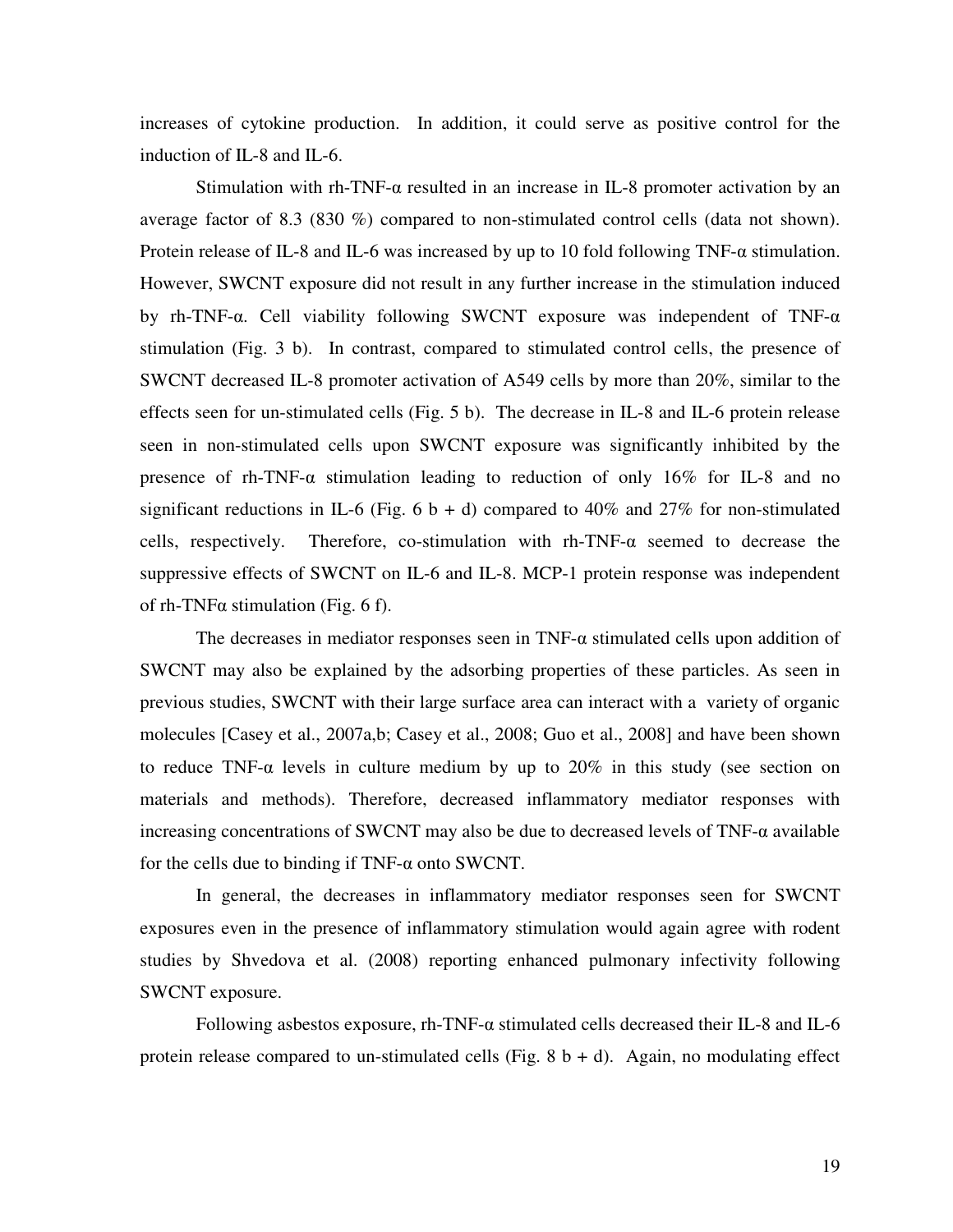increases of cytokine production. In addition, it could serve as positive control for the induction of IL-8 and IL-6.

Stimulation with rh-TNF-α resulted in an increase in IL-8 promoter activation by an average factor of 8.3 (830 %) compared to non-stimulated control cells (data not shown). Protein release of IL-8 and IL-6 was increased by up to 10 fold following TNF-α stimulation. However, SWCNT exposure did not result in any further increase in the stimulation induced by rh-TNF-α. Cell viability following SWCNT exposure was independent of TNF-α stimulation (Fig. 3 b). In contrast, compared to stimulated control cells, the presence of SWCNT decreased IL-8 promoter activation of A549 cells by more than 20%, similar to the effects seen for un-stimulated cells (Fig. 5 b). The decrease in IL-8 and IL-6 protein release seen in non-stimulated cells upon SWCNT exposure was significantly inhibited by the presence of rh-TNF-α stimulation leading to reduction of only 16% for IL-8 and no significant reductions in IL-6 (Fig. 6 b + d) compared to 40% and 27% for non-stimulated cells, respectively. Therefore, co-stimulation with rh-TNF-α seemed to decrease the suppressive effects of SWCNT on IL-6 and IL-8. MCP-1 protein response was independent of rh-TNFα stimulation (Fig. 6 f).

The decreases in mediator responses seen in TNF-α stimulated cells upon addition of SWCNT may also be explained by the adsorbing properties of these particles. As seen in previous studies, SWCNT with their large surface area can interact with a variety of organic molecules [Casey et al., 2007a,b; Casey et al., 2008; Guo et al., 2008] and have been shown to reduce TNF-α levels in culture medium by up to 20% in this study (see section on materials and methods). Therefore, decreased inflammatory mediator responses with increasing concentrations of SWCNT may also be due to decreased levels of TNF-α available for the cells due to binding if TNF-α onto SWCNT.

In general, the decreases in inflammatory mediator responses seen for SWCNT exposures even in the presence of inflammatory stimulation would again agree with rodent studies by Shvedova et al. (2008) reporting enhanced pulmonary infectivity following SWCNT exposure.

Following asbestos exposure, rh-TNF-α stimulated cells decreased their IL-8 and IL-6 protein release compared to un-stimulated cells (Fig. 8 b + d). Again, no modulating effect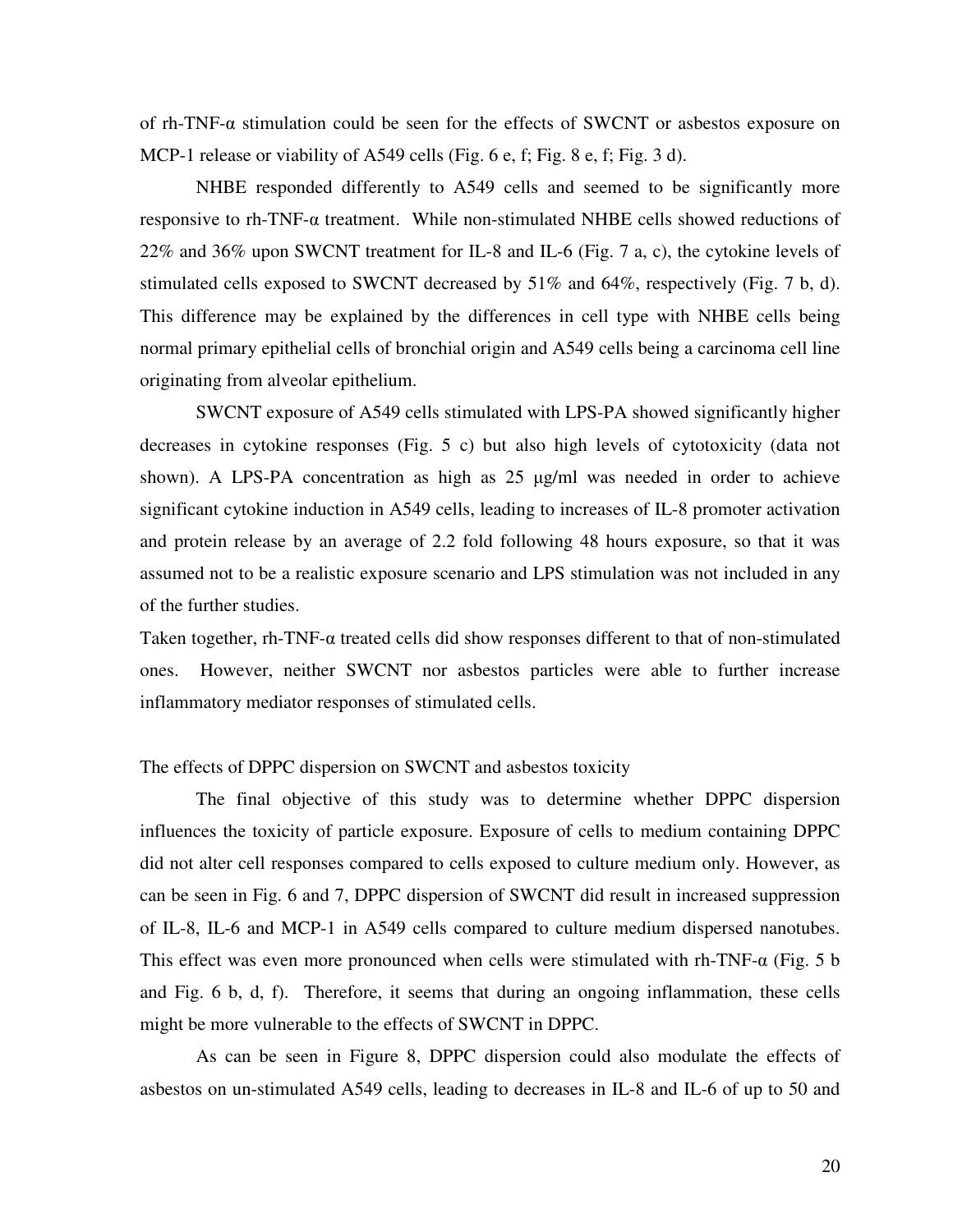of rh-TNF-α stimulation could be seen for the effects of SWCNT or asbestos exposure on MCP-1 release or viability of A549 cells (Fig. 6 e, f; Fig. 8 e, f; Fig. 3 d).

NHBE responded differently to A549 cells and seemed to be significantly more responsive to rh-TNF-α treatment. While non-stimulated NHBE cells showed reductions of 22% and 36% upon SWCNT treatment for IL-8 and IL-6 (Fig. 7 a, c), the cytokine levels of stimulated cells exposed to SWCNT decreased by 51% and 64%, respectively (Fig. 7 b, d). This difference may be explained by the differences in cell type with NHBE cells being normal primary epithelial cells of bronchial origin and A549 cells being a carcinoma cell line originating from alveolar epithelium.

SWCNT exposure of A549 cells stimulated with LPS-PA showed significantly higher decreases in cytokine responses (Fig. 5 c) but also high levels of cytotoxicity (data not shown). A LPS-PA concentration as high as 25 µg/ml was needed in order to achieve significant cytokine induction in A549 cells, leading to increases of IL-8 promoter activation and protein release by an average of 2.2 fold following 48 hours exposure, so that it was assumed not to be a realistic exposure scenario and LPS stimulation was not included in any of the further studies.

Taken together, rh-TNF-α treated cells did show responses different to that of non-stimulated ones. However, neither SWCNT nor asbestos particles were able to further increase inflammatory mediator responses of stimulated cells.

The effects of DPPC dispersion on SWCNT and asbestos toxicity

The final objective of this study was to determine whether DPPC dispersion influences the toxicity of particle exposure. Exposure of cells to medium containing DPPC did not alter cell responses compared to cells exposed to culture medium only. However, as can be seen in Fig. 6 and 7, DPPC dispersion of SWCNT did result in increased suppression of IL-8, IL-6 and MCP-1 in A549 cells compared to culture medium dispersed nanotubes. This effect was even more pronounced when cells were stimulated with rh-TNF-α (Fig. 5 b and Fig. 6 b, d, f). Therefore, it seems that during an ongoing inflammation, these cells might be more vulnerable to the effects of SWCNT in DPPC.

As can be seen in Figure 8, DPPC dispersion could also modulate the effects of asbestos on un-stimulated A549 cells, leading to decreases in IL-8 and IL-6 of up to 50 and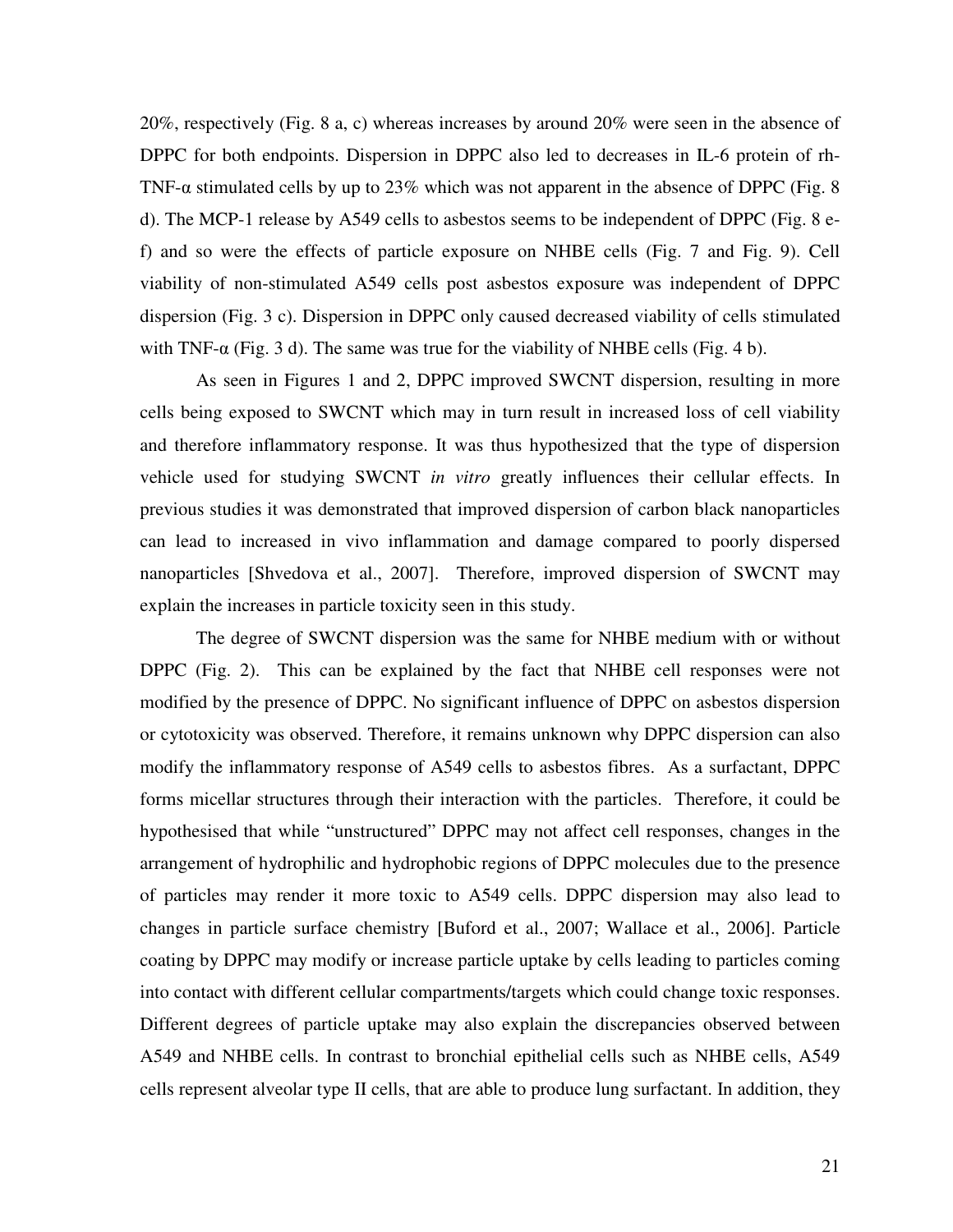20%, respectively (Fig. 8 a, c) whereas increases by around 20% were seen in the absence of DPPC for both endpoints. Dispersion in DPPC also led to decreases in IL-6 protein of rh-TNF-α stimulated cells by up to 23% which was not apparent in the absence of DPPC (Fig. 8 d). The MCP-1 release by A549 cells to asbestos seems to be independent of DPPC (Fig. 8 e-f) and so were the effects of particle exposure on NHBE cells (Fig. 7 and Fig. 9). Cell viability of non-stimulated A549 cells post asbestos exposure was independent of DPPC dispersion (Fig. 3 c). Dispersion in DPPC only caused decreased viability of cells stimulated with TNF-α (Fig. 3 d). The same was true for the viability of NHBE cells (Fig. 4 b).

As seen in Figures 1 and 2, DPPC improved SWCNT dispersion, resulting in more cells being exposed to SWCNT which may in turn result in increased loss of cell viability and therefore inflammatory response. It was thus hypothesized that the type of dispersion vehicle used for studying SWCNT *in vitro* greatly influences their cellular effects. In previous studies it was demonstrated that improved dispersion of carbon black nanoparticles can lead to increased in vivo inflammation and damage compared to poorly dispersed nanoparticles [Shvedova et al., 2007]. Therefore, improved dispersion of SWCNT may explain the increases in particle toxicity seen in this study.

The degree of SWCNT dispersion was the same for NHBE medium with or without DPPC (Fig. 2). This can be explained by the fact that NHBE cell responses were not modified by the presence of DPPC. No significant influence of DPPC on asbestos dispersion or cytotoxicity was observed. Therefore, it remains unknown why DPPC dispersion can also modify the inflammatory response of A549 cells to asbestos fibres. As a surfactant, DPPC forms micellar structures through their interaction with the particles. Therefore, it could be hypothesised that while "unstructured" DPPC may not affect cell responses, changes in the arrangement of hydrophilic and hydrophobic regions of DPPC molecules due to the presence of particles may render it more toxic to A549 cells. DPPC dispersion may also lead to changes in particle surface chemistry [Buford et al., 2007; Wallace et al., 2006]. Particle coating by DPPC may modify or increase particle uptake by cells leading to particles coming into contact with different cellular compartments/targets which could change toxic responses. Different degrees of particle uptake may also explain the discrepancies observed between A549 and NHBE cells. In contrast to bronchial epithelial cells such as NHBE cells, A549 cells represent alveolar type II cells, that are able to produce lung surfactant. In addition, they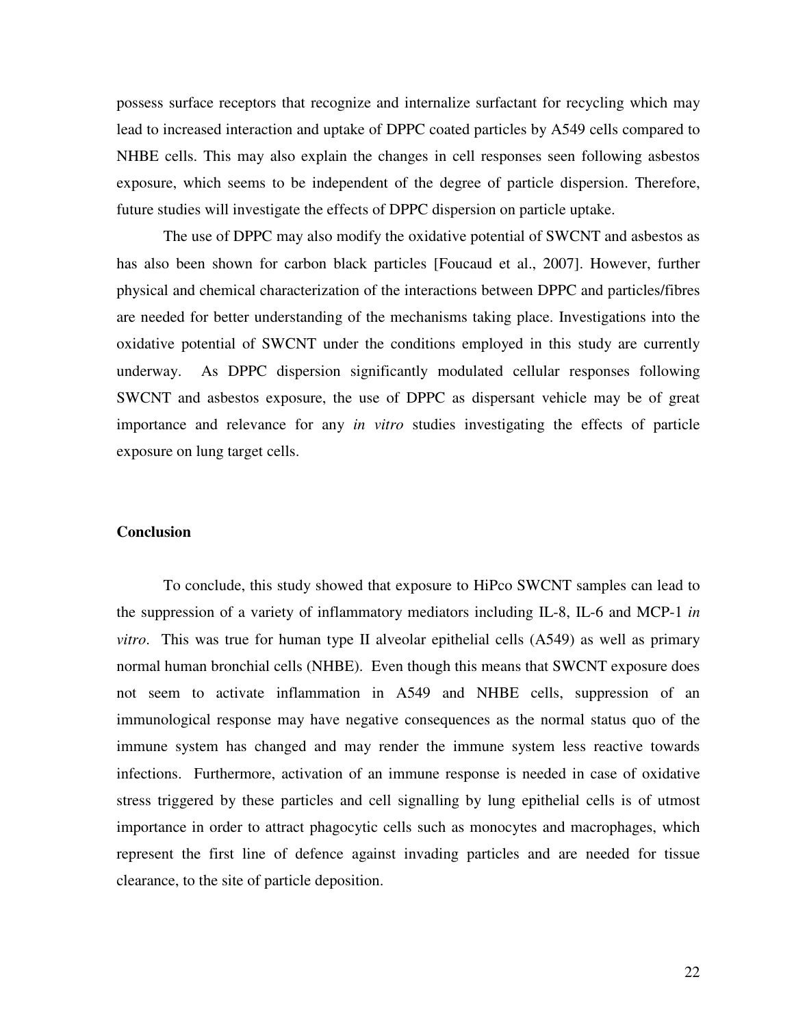possess surface receptors that recognize and internalize surfactant for recycling which may lead to increased interaction and uptake of DPPC coated particles by A549 cells compared to NHBE cells. This may also explain the changes in cell responses seen following asbestos exposure, which seems to be independent of the degree of particle dispersion. Therefore, future studies will investigate the effects of DPPC dispersion on particle uptake.

The use of DPPC may also modify the oxidative potential of SWCNT and asbestos as has also been shown for carbon black particles [Foucaud et al., 2007]. However, further physical and chemical characterization of the interactions between DPPC and particles/fibres are needed for better understanding of the mechanisms taking place. Investigations into the oxidative potential of SWCNT under the conditions employed in this study are currently underway. As DPPC dispersion significantly modulated cellular responses following SWCNT and asbestos exposure, the use of DPPC as dispersant vehicle may be of great importance and relevance for any *in vitro* studies investigating the effects of particle exposure on lung target cells.

## Conclusion

To conclude, this study showed that exposure to HiPco SWCNT samples can lead to the suppression of a variety of inflammatory mediators including IL-8, IL-6 and MCP-1 *in vitro*. This was true for human type II alveolar epithelial cells (A549) as well as primary normal human bronchial cells (NHBE). Even though this means that SWCNT exposure does not seem to activate inflammation in A549 and NHBE cells, suppression of an immunological response may have negative consequences as the normal status quo of the immune system has changed and may render the immune system less reactive towards infections. Furthermore, activation of an immune response is needed in case of oxidative stress triggered by these particles and cell signalling by lung epithelial cells is of utmost importance in order to attract phagocytic cells such as monocytes and macrophages, which represent the first line of defence against invading particles and are needed for tissue clearance, to the site of particle deposition.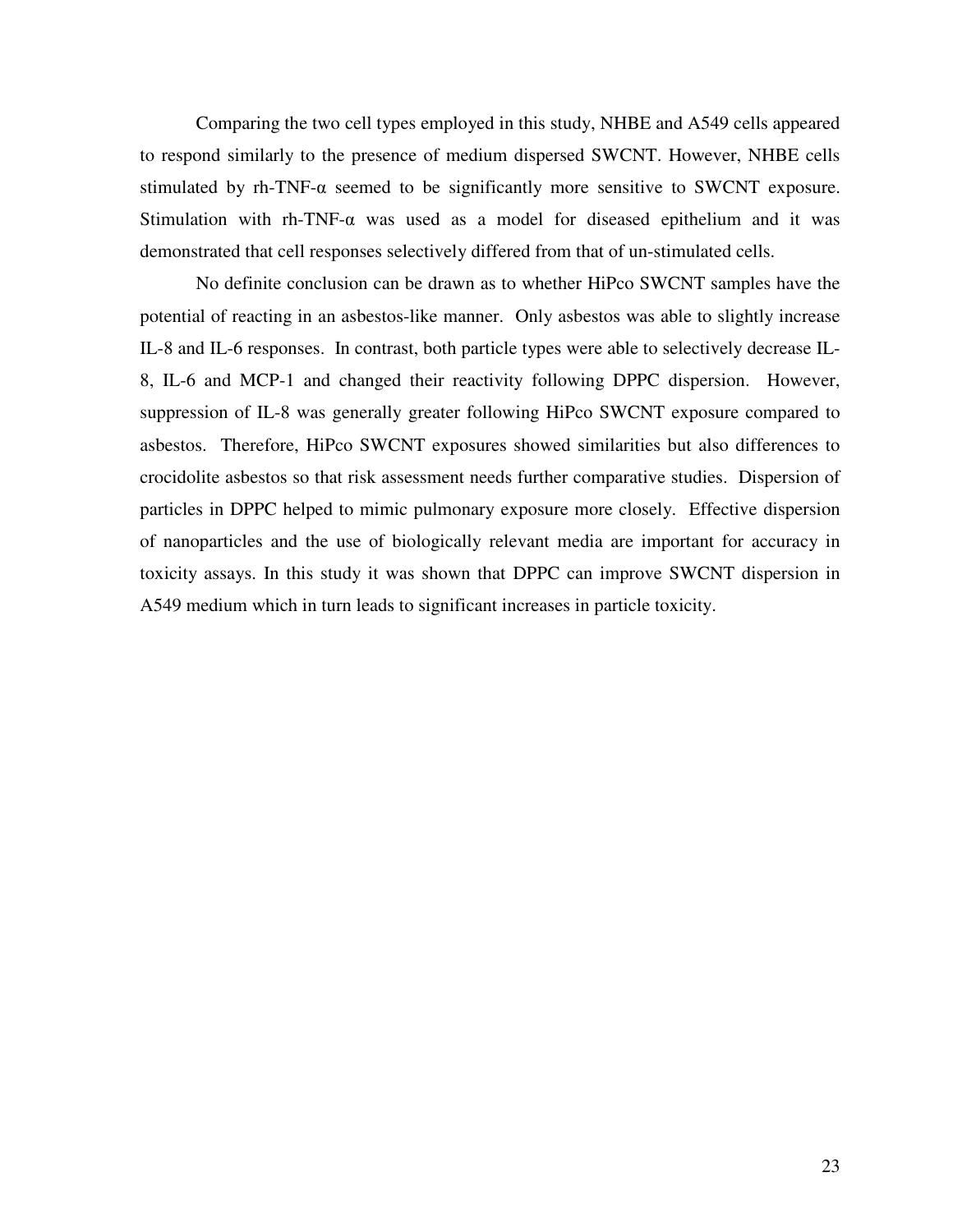Comparing the two cell types employed in this study, NHBE and A549 cells appeared to respond similarly to the presence of medium dispersed SWCNT. However, NHBE cells stimulated by rh-TNF-α seemed to be significantly more sensitive to SWCNT exposure. Stimulation with rh-TNF-α was used as a model for diseased epithelium and it was demonstrated that cell responses selectively differed from that of un-stimulated cells.

No definite conclusion can be drawn as to whether HiPco SWCNT samples have the potential of reacting in an asbestos-like manner. Only asbestos was able to slightly increase IL-8 and IL-6 responses. In contrast, both particle types were able to selectively decrease IL-8, IL-6 and MCP-1 and changed their reactivity following DPPC dispersion. However, suppression of IL-8 was generally greater following HiPco SWCNT exposure compared to asbestos. Therefore, HiPco SWCNT exposures showed similarities but also differences to crocidolite asbestos so that risk assessment needs further comparative studies. Dispersion of particles in DPPC helped to mimic pulmonary exposure more closely. Effective dispersion of nanoparticles and the use of biologically relevant media are important for accuracy in toxicity assays. In this study it was shown that DPPC can improve SWCNT dispersion in A549 medium which in turn leads to significant increases in particle toxicity.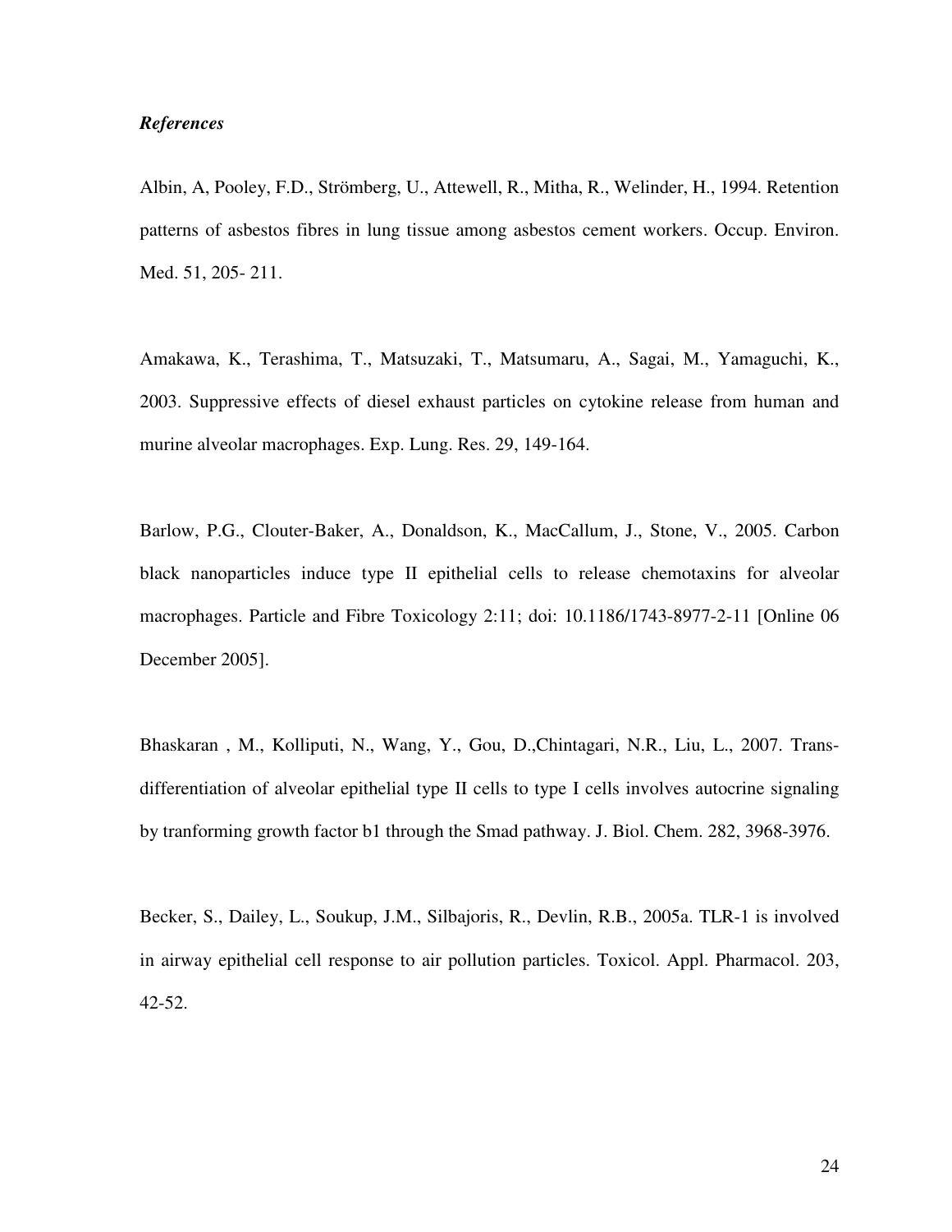*References*

Albin, A, Pooley, F.D., Strömberg, U., Attewell, R., Mitha, R., Welinder, H., 1994. Retention patterns of asbestos fibres in lung tissue among asbestos cement workers. Occup. Environ. Med. 51, 205- 211.

Amakawa, K., Terashima, T., Matsuzaki, T., Matsumaru, A., Sagai, M., Yamaguchi, K., 2003. Suppressive effects of diesel exhaust particles on cytokine release from human and murine alveolar macrophages. Exp. Lung. Res. 29, 149-164.

Barlow, P.G., Clouter-Baker, A., Donaldson, K., MacCallum, J., Stone, V., 2005. Carbon black nanoparticles induce type II epithelial cells to release chemotaxins for alveolar macrophages. Particle and Fibre Toxicology 2:11; doi: 10.1186/1743-8977-2-11 [Online 06 December 2005].

Bhaskaran , M., Kolliputi, N., Wang, Y., Gou, D.,Chintagari, N.R., Liu, L., 2007. Trans-differentiation of alveolar epithelial type II cells to type I cells involves autocrine signaling by tranforming growth factor b1 through the Smad pathway. J. Biol. Chem. 282, 3968-3976.

Becker, S., Dailey, L., Soukup, J.M., Silbajoris, R., Devlin, R.B., 2005a. TLR-1 is involved in airway epithelial cell response to air pollution particles. Toxicol. Appl. Pharmacol. 203, 42-52.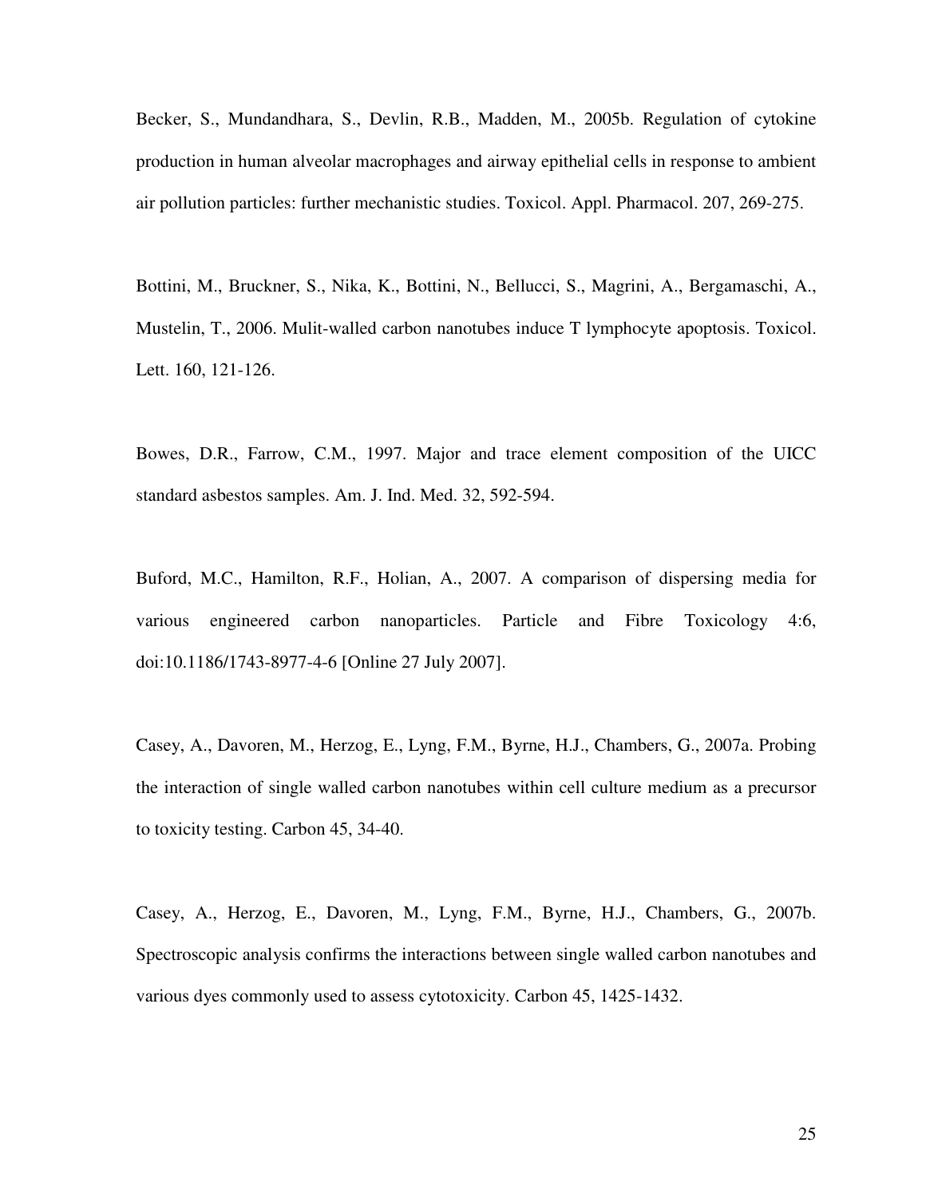Becker, S., Mundandhara, S., Devlin, R.B., Madden, M., 2005b. Regulation of cytokine production in human alveolar macrophages and airway epithelial cells in response to ambient air pollution particles: further mechanistic studies. Toxicol. Appl. Pharmacol. 207, 269-275.

Bottini, M., Bruckner, S., Nika, K., Bottini, N., Bellucci, S., Magrini, A., Bergamaschi, A., Mustelin, T., 2006. Mulit-walled carbon nanotubes induce T lymphocyte apoptosis. Toxicol. Lett. 160, 121-126.

Bowes, D.R., Farrow, C.M., 1997. Major and trace element composition of the UICC standard asbestos samples. Am. J. Ind. Med. 32, 592-594.

Buford, M.C., Hamilton, R.F., Holian, A., 2007. A comparison of dispersing media for various engineered carbon nanoparticles. Particle and Fibre Toxicology 4:6, doi:10.1186/1743-8977-4-6 [Online 27 July 2007].

Casey, A., Davoren, M., Herzog, E., Lyng, F.M., Byrne, H.J., Chambers, G., 2007a. Probing the interaction of single walled carbon nanotubes within cell culture medium as a precursor to toxicity testing. Carbon 45, 34-40.

Casey, A., Herzog, E., Davoren, M., Lyng, F.M., Byrne, H.J., Chambers, G., 2007b. Spectroscopic analysis confirms the interactions between single walled carbon nanotubes and various dyes commonly used to assess cytotoxicity. Carbon 45, 1425-1432.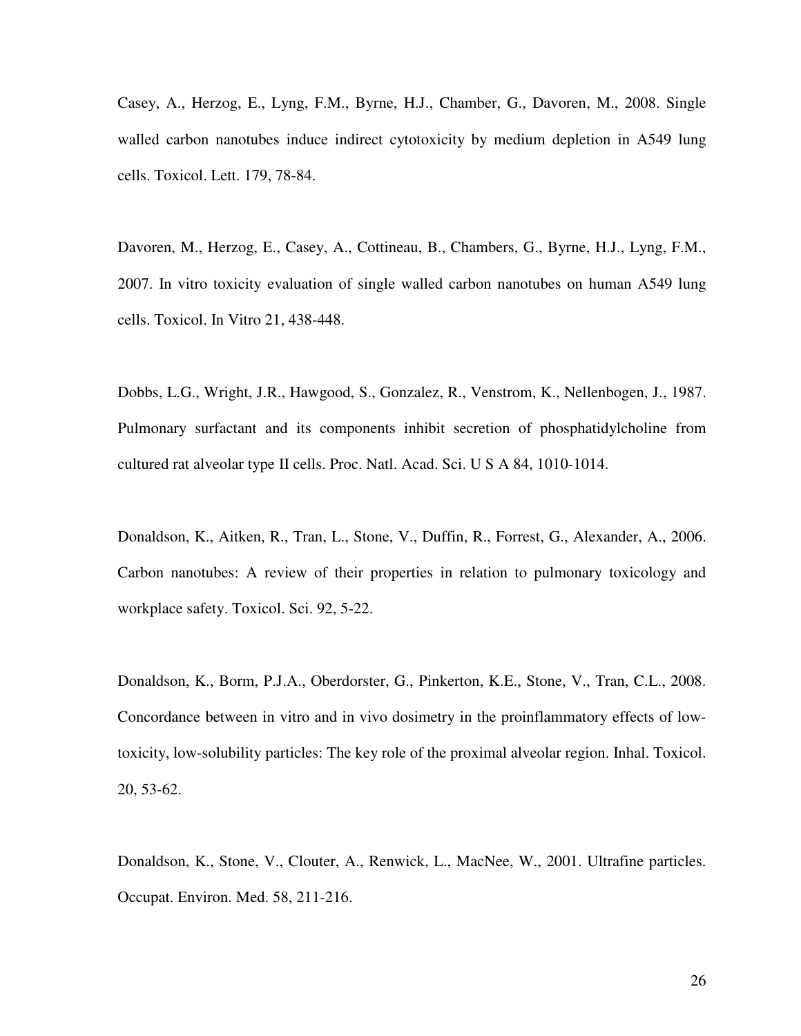Casey, A., Herzog, E., Lyng, F.M., Byrne, H.J., Chamber, G., Davoren, M., 2008. Single walled carbon nanotubes induce indirect cytotoxicity by medium depletion in A549 lung cells. Toxicol. Lett. 179, 78-84.

Davoren, M., Herzog, E., Casey, A., Cottineau, B., Chambers, G., Byrne, H.J., Lyng, F.M., 2007. In vitro toxicity evaluation of single walled carbon nanotubes on human A549 lung cells. Toxicol. In Vitro 21, 438-448.

Dobbs, L.G., Wright, J.R., Hawgood, S., Gonzalez, R., Venstrom, K., Nellenbogen, J., 1987. Pulmonary surfactant and its components inhibit secretion of phosphatidylcholine from cultured rat alveolar type II cells. Proc. Natl. Acad. Sci. U S A 84, 1010-1014.

Donaldson, K., Aitken, R., Tran, L., Stone, V., Duffin, R., Forrest, G., Alexander, A., 2006. Carbon nanotubes: A review of their properties in relation to pulmonary toxicology and workplace safety. Toxicol. Sci. 92, 5-22.

Donaldson, K., Borm, P.J.A., Oberdorster, G., Pinkerton, K.E., Stone, V., Tran, C.L., 2008. Concordance between in vitro and in vivo dosimetry in the proinflammatory effects of low-toxicity, low-solubility particles: The key role of the proximal alveolar region. Inhal. Toxicol. 20, 53-62.

Donaldson, K., Stone, V., Clouter, A., Renwick, L., MacNee, W., 2001. Ultrafine particles. Occupat. Environ. Med. 58, 211-216.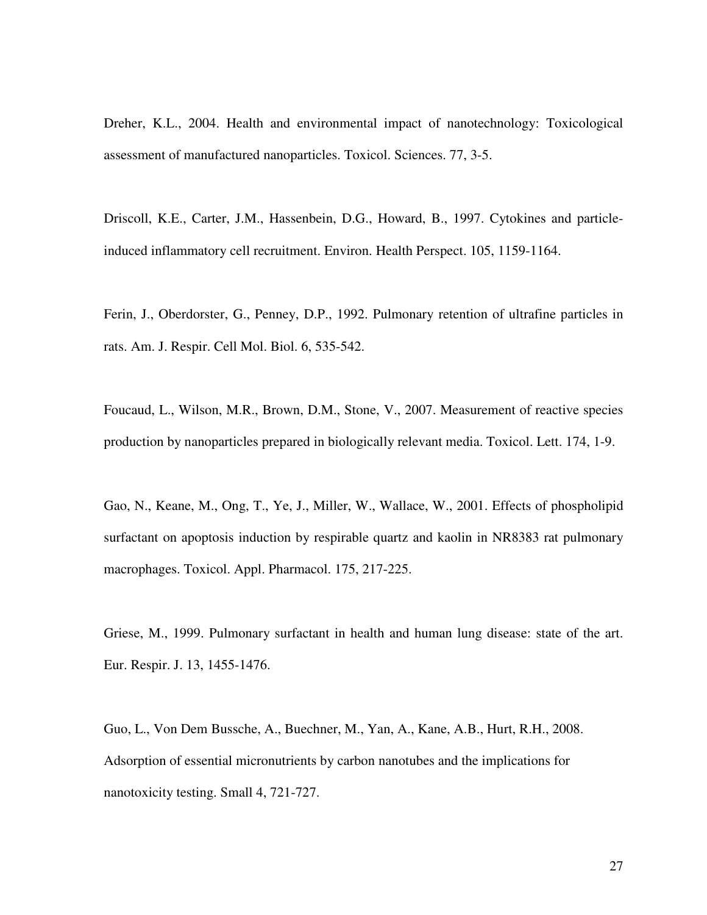Dreher, K.L., 2004. Health and environmental impact of nanotechnology: Toxicological assessment of manufactured nanoparticles. Toxicol. Sciences. 77, 3-5.

Driscoll, K.E., Carter, J.M., Hassenbein, D.G., Howard, B., 1997. Cytokines and particle-induced inflammatory cell recruitment. Environ. Health Perspect. 105, 1159-1164.

Ferin, J., Oberdorster, G., Penney, D.P., 1992. Pulmonary retention of ultrafine particles in rats. Am. J. Respir. Cell Mol. Biol. 6, 535-542.

Foucaud, L., Wilson, M.R., Brown, D.M., Stone, V., 2007. Measurement of reactive species production by nanoparticles prepared in biologically relevant media. Toxicol. Lett. 174, 1-9.

Gao, N., Keane, M., Ong, T., Ye, J., Miller, W., Wallace, W., 2001. Effects of phospholipid surfactant on apoptosis induction by respirable quartz and kaolin in NR8383 rat pulmonary macrophages. Toxicol. Appl. Pharmacol. 175, 217-225.

Griese, M., 1999. Pulmonary surfactant in health and human lung disease: state of the art. Eur. Respir. J. 13, 1455-1476.

Guo, L., Von Dem Bussche, A., Buechner, M., Yan, A., Kane, A.B., Hurt, R.H., 2008. Adsorption of essential micronutrients by carbon nanotubes and the implications for nanotoxicity testing. Small 4, 721-727.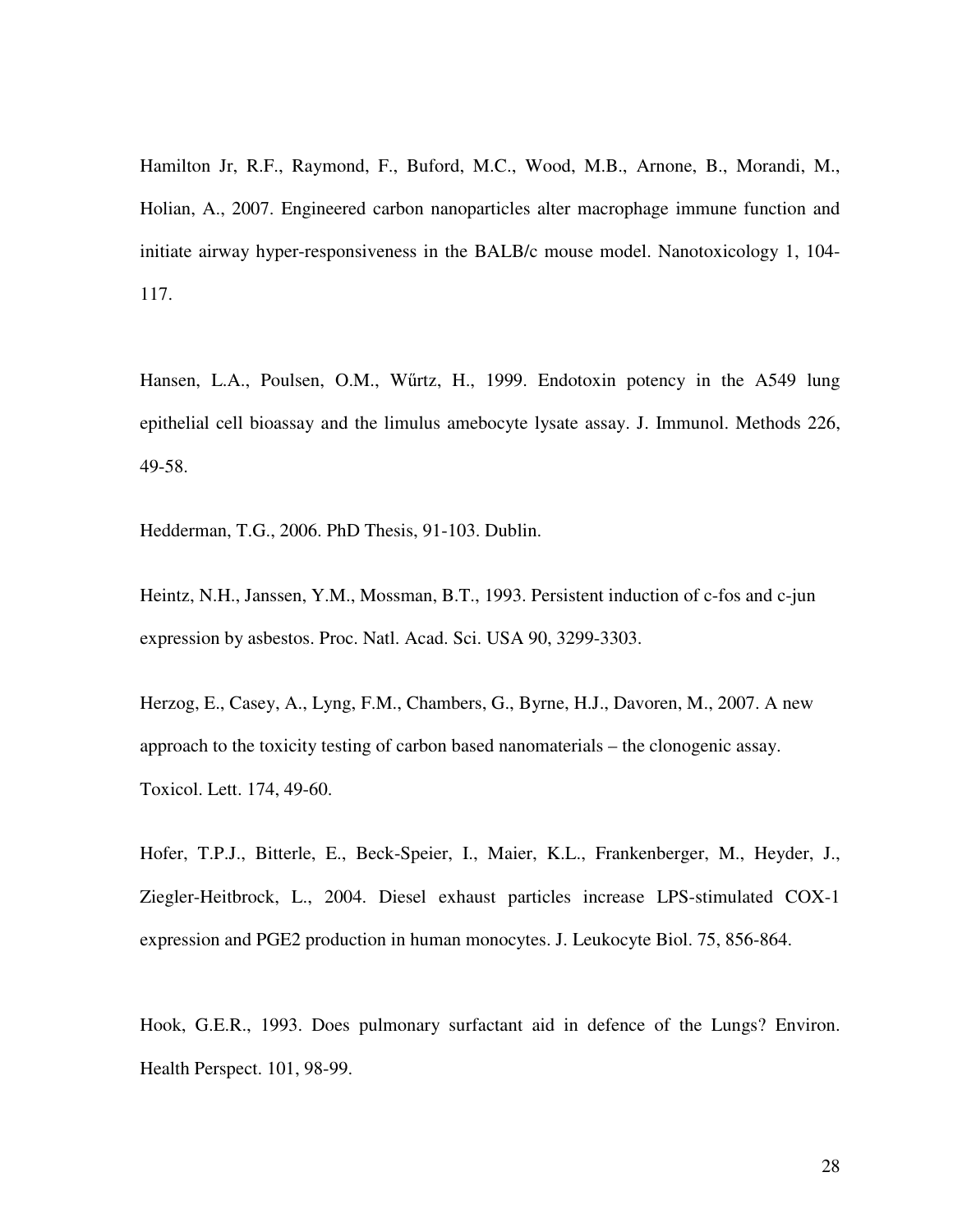Hamilton Jr, R.F., Raymond, F., Buford, M.C., Wood, M.B., Arnone, B., Morandi, M., Holian, A., 2007. Engineered carbon nanoparticles alter macrophage immune function and initiate airway hyper-responsiveness in the BALB/c mouse model. Nanotoxicology 1, 104-117.

Hansen, L.A., Poulsen, O.M., Wűrtz, H., 1999. Endotoxin potency in the A549 lung epithelial cell bioassay and the limulus amebocyte lysate assay. J. Immunol. Methods 226, 49-58.

Hedderman, T.G., 2006. PhD Thesis, 91-103. Dublin.

Heintz, N.H., Janssen, Y.M., Mossman, B.T., 1993. Persistent induction of c-fos and c-jun expression by asbestos. Proc. Natl. Acad. Sci. USA 90, 3299-3303.

Herzog, E., Casey, A., Lyng, F.M., Chambers, G., Byrne, H.J., Davoren, M., 2007. A new approach to the toxicity testing of carbon based nanomaterials – the clonogenic assay. Toxicol. Lett. 174, 49-60.

Hofer, T.P.J., Bitterle, E., Beck-Speier, I., Maier, K.L., Frankenberger, M., Heyder, J., Ziegler-Heitbrock, L., 2004. Diesel exhaust particles increase LPS-stimulated COX-1 expression and PGE2 production in human monocytes. J. Leukocyte Biol. 75, 856-864.

Hook, G.E.R., 1993. Does pulmonary surfactant aid in defence of the Lungs? Environ. Health Perspect. 101, 98-99.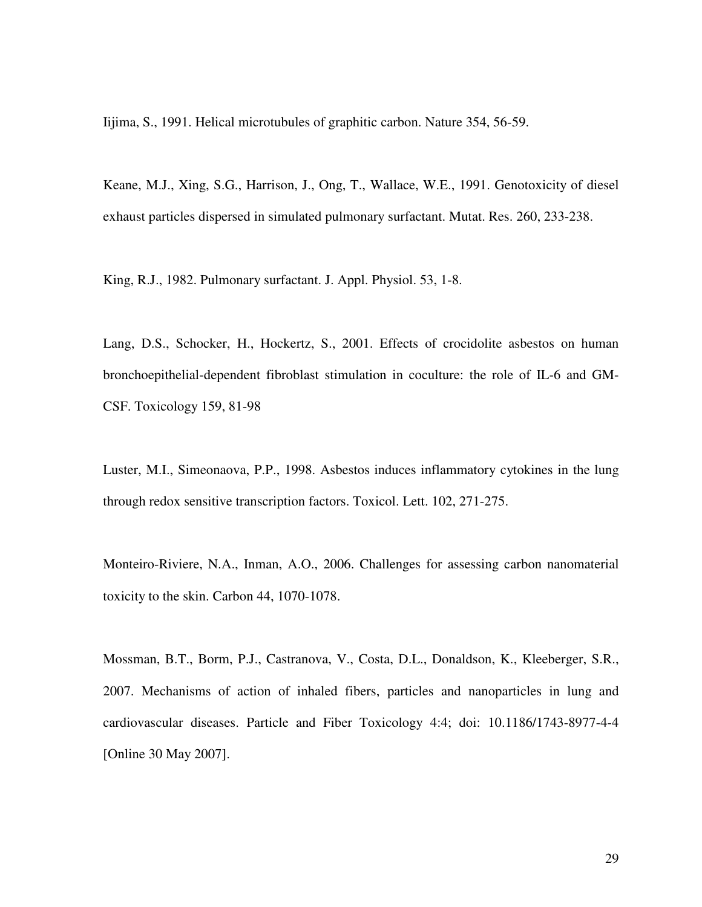Iijima, S., 1991. Helical microtubules of graphitic carbon. Nature 354, 56-59.

Keane, M.J., Xing, S.G., Harrison, J., Ong, T., Wallace, W.E., 1991. Genotoxicity of diesel exhaust particles dispersed in simulated pulmonary surfactant. Mutat. Res. 260, 233-238.

King, R.J., 1982. Pulmonary surfactant. J. Appl. Physiol. 53, 1-8.

Lang, D.S., Schocker, H., Hockertz, S., 2001. Effects of crocidolite asbestos on human bronchoepithelial-dependent fibroblast stimulation in coculture: the role of IL-6 and GM-CSF. Toxicology 159, 81-98

Luster, M.I., Simeonaova, P.P., 1998. Asbestos induces inflammatory cytokines in the lung through redox sensitive transcription factors. Toxicol. Lett. 102, 271-275.

Monteiro-Riviere, N.A., Inman, A.O., 2006. Challenges for assessing carbon nanomaterial toxicity to the skin. Carbon 44, 1070-1078.

Mossman, B.T., Borm, P.J., Castranova, V., Costa, D.L., Donaldson, K., Kleeberger, S.R., 2007. Mechanisms of action of inhaled fibers, particles and nanoparticles in lung and cardiovascular diseases. Particle and Fiber Toxicology 4:4; doi: 10.1186/1743-8977-4-4 [Online 30 May 2007].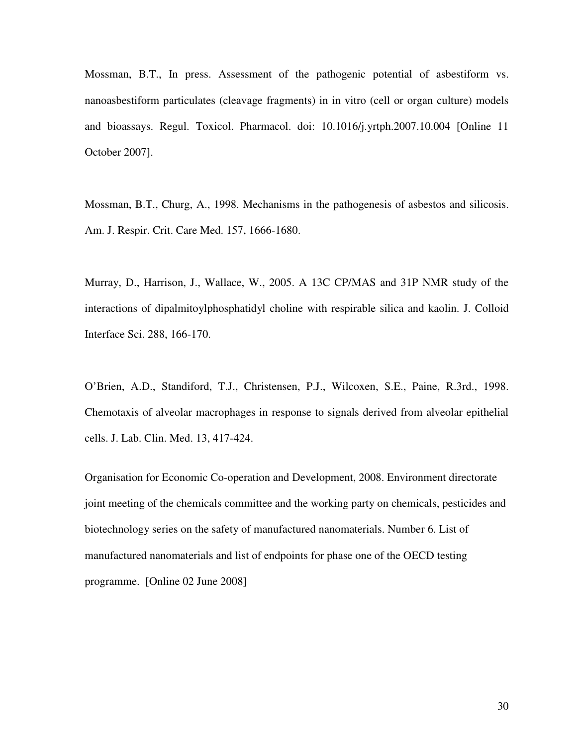Mossman, B.T., In press. Assessment of the pathogenic potential of asbestiform vs. nanoasbestiform particulates (cleavage fragments) in in vitro (cell or organ culture) models and bioassays. Regul. Toxicol. Pharmacol. doi: 10.1016/j.yrtph.2007.10.004 [Online 11 October 2007].

Mossman, B.T., Churg, A., 1998. Mechanisms in the pathogenesis of asbestos and silicosis. Am. J. Respir. Crit. Care Med. 157, 1666-1680.

Murray, D., Harrison, J., Wallace, W., 2005. A 13C CP/MAS and 31P NMR study of the interactions of dipalmitoylphosphatidyl choline with respirable silica and kaolin. J. Colloid Interface Sci. 288, 166-170.

O'Brien, A.D., Standiford, T.J., Christensen, P.J., Wilcoxen, S.E., Paine, R.3rd., 1998. Chemotaxis of alveolar macrophages in response to signals derived from alveolar epithelial cells. J. Lab. Clin. Med. 13, 417-424.

Organisation for Economic Co-operation and Development, 2008. Environment directorate joint meeting of the chemicals committee and the working party on chemicals, pesticides and biotechnology series on the safety of manufactured nanomaterials. Number 6. List of manufactured nanomaterials and list of endpoints for phase one of the OECD testing programme. [Online 02 June 2008]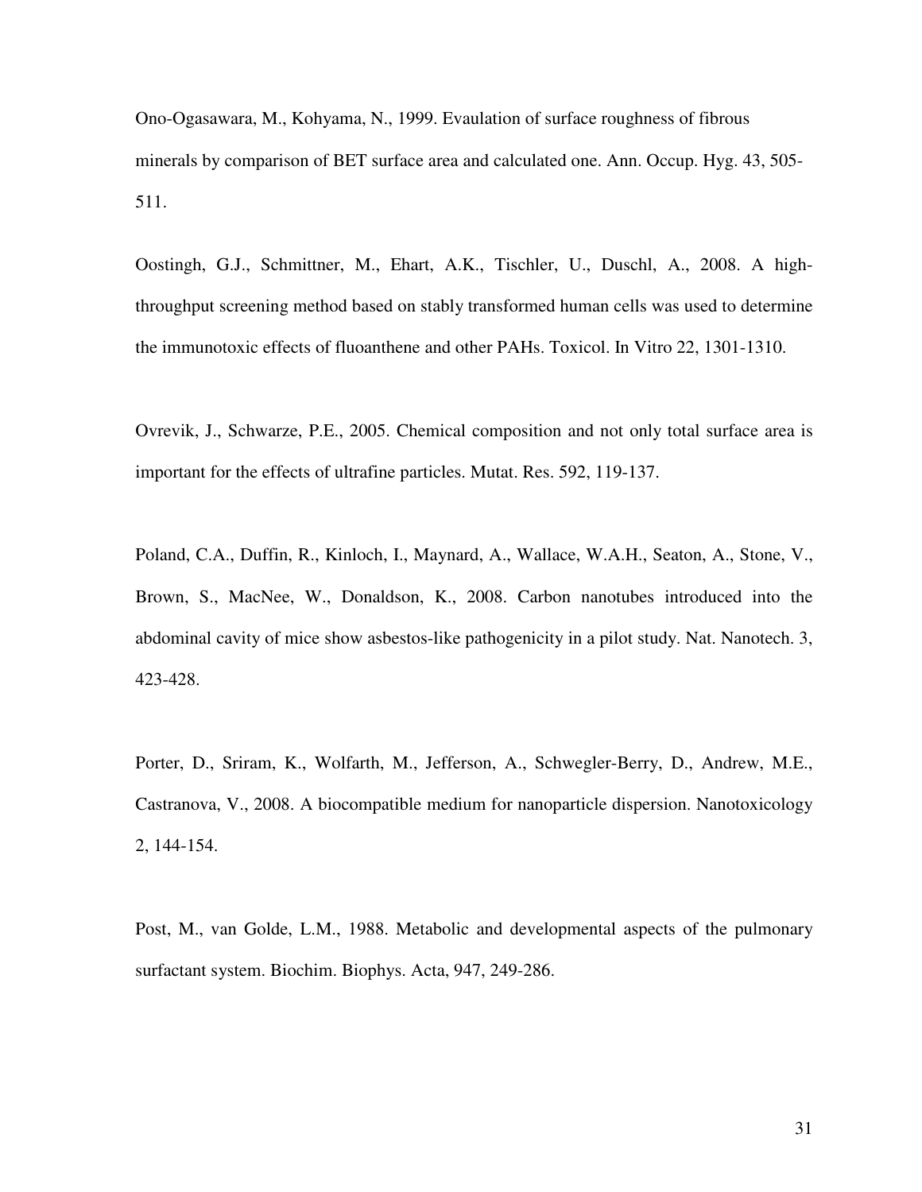Ono-Ogasawara, M., Kohyama, N., 1999. Evaulation of surface roughness of fibrous minerals by comparison of BET surface area and calculated one. Ann. Occup. Hyg. 43, 505-511.

Oostingh, G.J., Schmittner, M., Ehart, A.K., Tischler, U., Duschl, A., 2008. A high-throughput screening method based on stably transformed human cells was used to determine the immunotoxic effects of fluoanthene and other PAHs. Toxicol. In Vitro 22, 1301-1310.

Ovrevik, J., Schwarze, P.E., 2005. Chemical composition and not only total surface area is important for the effects of ultrafine particles. Mutat. Res. 592, 119-137.

Poland, C.A., Duffin, R., Kinloch, I., Maynard, A., Wallace, W.A.H., Seaton, A., Stone, V., Brown, S., MacNee, W., Donaldson, K., 2008. Carbon nanotubes introduced into the abdominal cavity of mice show asbestos-like pathogenicity in a pilot study. Nat. Nanotech. 3, 423-428.

Porter, D., Sriram, K., Wolfarth, M., Jefferson, A., Schwegler-Berry, D., Andrew, M.E., Castranova, V., 2008. A biocompatible medium for nanoparticle dispersion. Nanotoxicology 2, 144-154.

Post, M., van Golde, L.M., 1988. Metabolic and developmental aspects of the pulmonary surfactant system. Biochim. Biophys. Acta, 947, 249-286.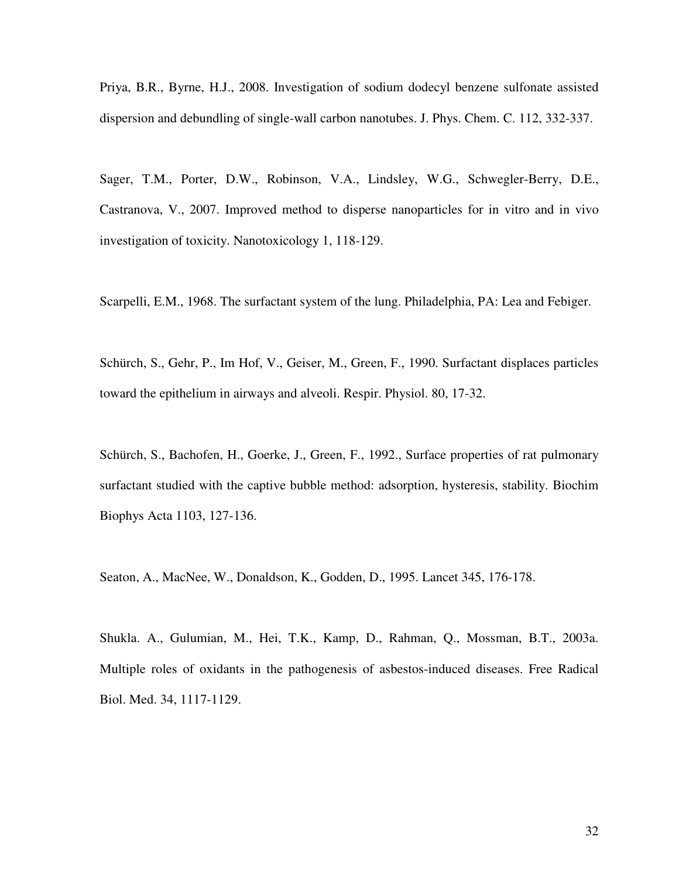Priya, B.R., Byrne, H.J., 2008. Investigation of sodium dodecyl benzene sulfonate assisted dispersion and debundling of single-wall carbon nanotubes. J. Phys. Chem. C. 112, 332-337.

Sager, T.M., Porter, D.W., Robinson, V.A., Lindsley, W.G., Schwegler-Berry, D.E., Castranova, V., 2007. Improved method to disperse nanoparticles for in vitro and in vivo investigation of toxicity. Nanotoxicology 1, 118-129.

Scarpelli, E.M., 1968. The surfactant system of the lung. Philadelphia, PA: Lea and Febiger.

Schürch, S., Gehr, P., Im Hof, V., Geiser, M., Green, F., 1990. Surfactant displaces particles toward the epithelium in airways and alveoli. Respir. Physiol. 80, 17-32.

Schürch, S., Bachofen, H., Goerke, J., Green, F., 1992., Surface properties of rat pulmonary surfactant studied with the captive bubble method: adsorption, hysteresis, stability. Biochim Biophys Acta 1103, 127-136.

Seaton, A., MacNee, W., Donaldson, K., Godden, D., 1995. Lancet 345, 176-178.

Shukla. A., Gulumian, M., Hei, T.K., Kamp, D., Rahman, Q., Mossman, B.T., 2003a. Multiple roles of oxidants in the pathogenesis of asbestos-induced diseases. Free Radical Biol. Med. 34, 1117-1129.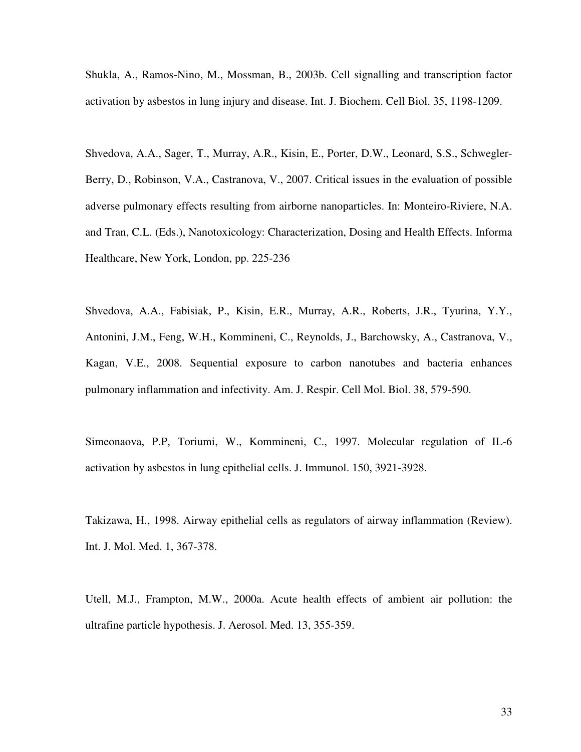Shukla, A., Ramos-Nino, M., Mossman, B., 2003b. Cell signalling and transcription factor activation by asbestos in lung injury and disease. Int. J. Biochem. Cell Biol. 35, 1198-1209.

Shvedova, A.A., Sager, T., Murray, A.R., Kisin, E., Porter, D.W., Leonard, S.S., Schwegler-Berry, D., Robinson, V.A., Castranova, V., 2007. Critical issues in the evaluation of possible adverse pulmonary effects resulting from airborne nanoparticles. In: Monteiro-Riviere, N.A. and Tran, C.L. (Eds.), Nanotoxicology: Characterization, Dosing and Health Effects. Informa Healthcare, New York, London, pp. 225-236

Shvedova, A.A., Fabisiak, P., Kisin, E.R., Murray, A.R., Roberts, J.R., Tyurina, Y.Y., Antonini, J.M., Feng, W.H., Kommineni, C., Reynolds, J., Barchowsky, A., Castranova, V., Kagan, V.E., 2008. Sequential exposure to carbon nanotubes and bacteria enhances pulmonary inflammation and infectivity. Am. J. Respir. Cell Mol. Biol. 38, 579-590.

Simeonaova, P.P, Toriumi, W., Kommineni, C., 1997. Molecular regulation of IL-6 activation by asbestos in lung epithelial cells. J. Immunol. 150, 3921-3928.

Takizawa, H., 1998. Airway epithelial cells as regulators of airway inflammation (Review). Int. J. Mol. Med. 1, 367-378.

Utell, M.J., Frampton, M.W., 2000a. Acute health effects of ambient air pollution: the ultrafine particle hypothesis. J. Aerosol. Med. 13, 355-359.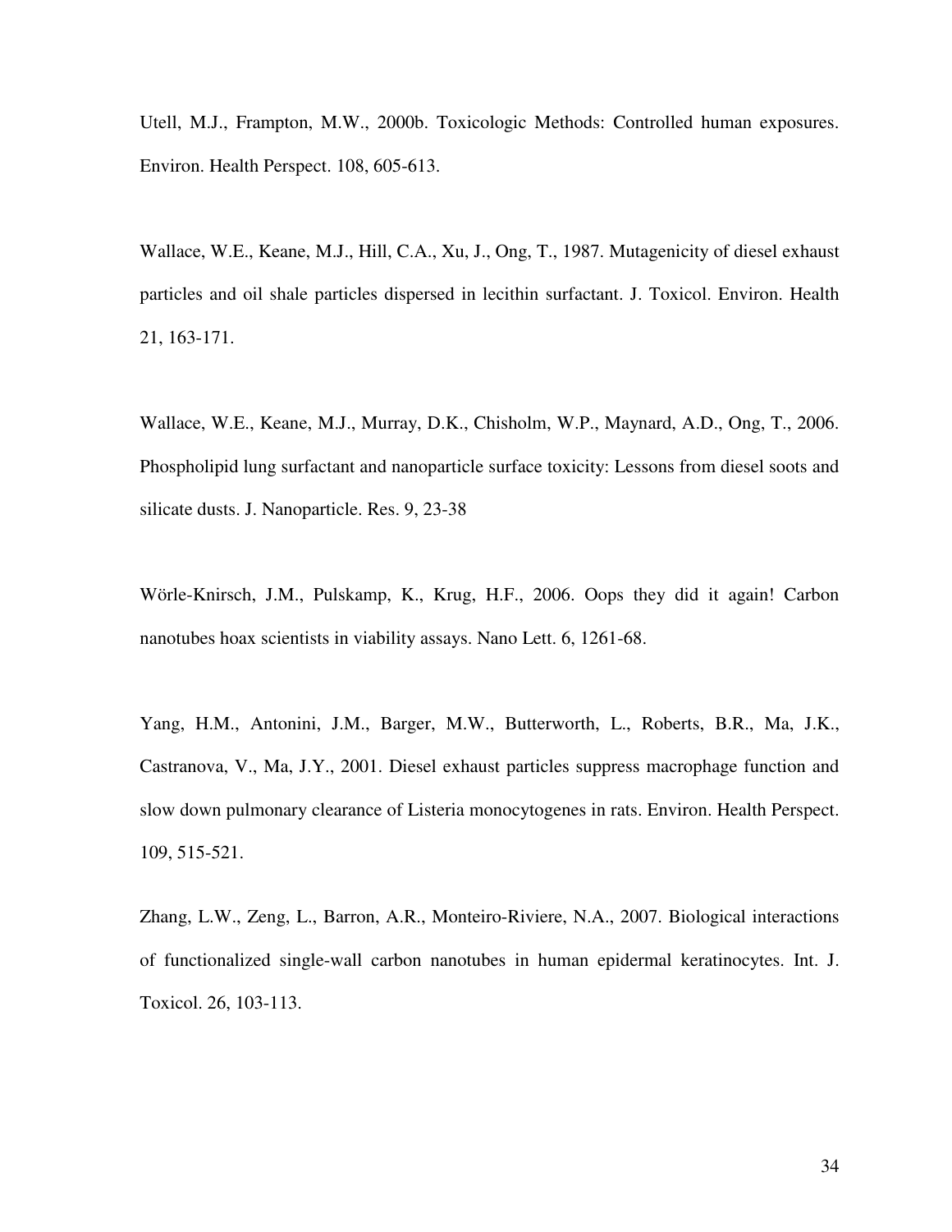Utell, M.J., Frampton, M.W., 2000b. Toxicologic Methods: Controlled human exposures. Environ. Health Perspect. 108, 605-613.

Wallace, W.E., Keane, M.J., Hill, C.A., Xu, J., Ong, T., 1987. Mutagenicity of diesel exhaust particles and oil shale particles dispersed in lecithin surfactant. J. Toxicol. Environ. Health 21, 163-171.

Wallace, W.E., Keane, M.J., Murray, D.K., Chisholm, W.P., Maynard, A.D., Ong, T., 2006. Phospholipid lung surfactant and nanoparticle surface toxicity: Lessons from diesel soots and silicate dusts. J. Nanoparticle. Res. 9, 23-38

Wörle-Knirsch, J.M., Pulskamp, K., Krug, H.F., 2006. Oops they did it again! Carbon nanotubes hoax scientists in viability assays. Nano Lett. 6, 1261-68.

Yang, H.M., Antonini, J.M., Barger, M.W., Butterworth, L., Roberts, B.R., Ma, J.K., Castranova, V., Ma, J.Y., 2001. Diesel exhaust particles suppress macrophage function and slow down pulmonary clearance of Listeria monocytogenes in rats. Environ. Health Perspect. 109, 515-521.

Zhang, L.W., Zeng, L., Barron, A.R., Monteiro-Riviere, N.A., 2007. Biological interactions of functionalized single-wall carbon nanotubes in human epidermal keratinocytes. Int. J. Toxicol. 26, 103-113.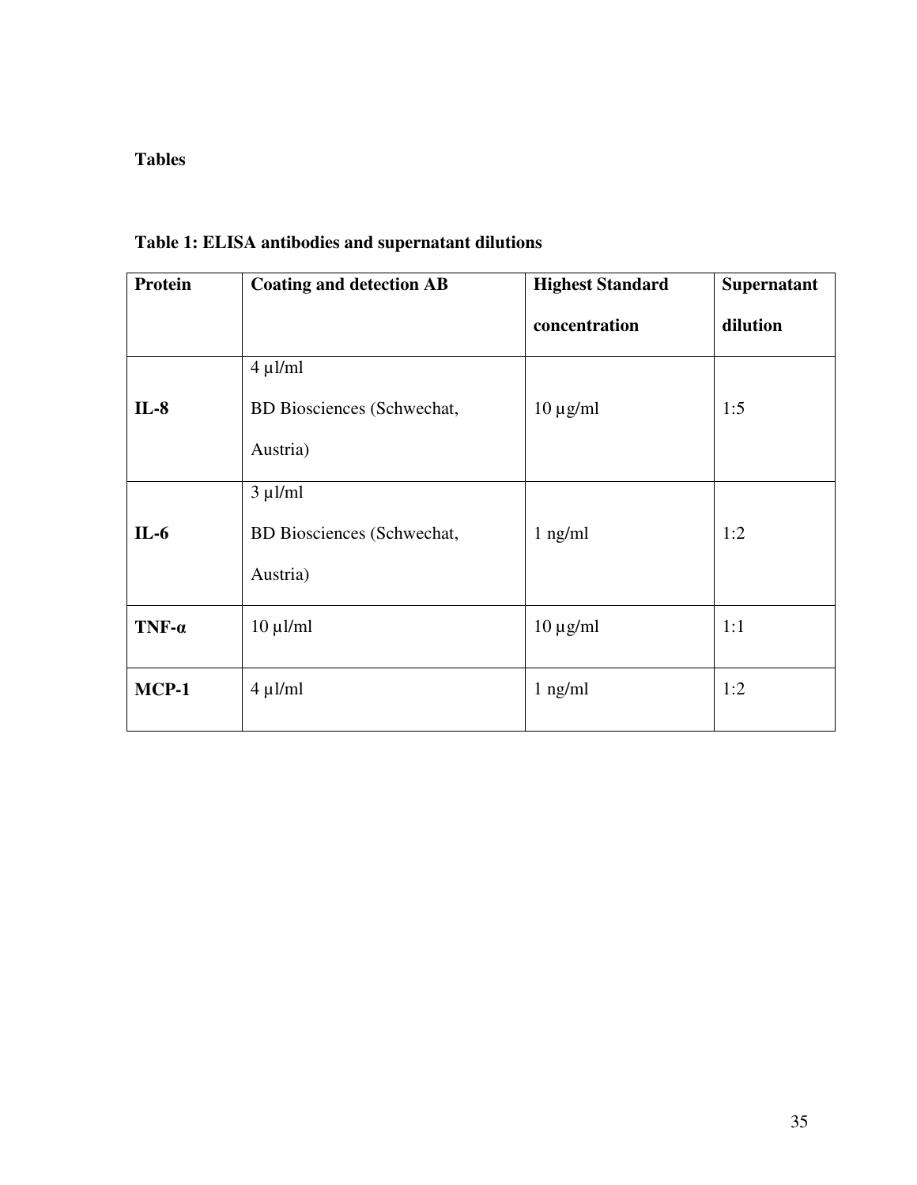**Tables**

**Table 1: ELISA antibodies and supernatant dilutions**

| **Protein** | **Coating and detection AB** | **Highest Standard concentration** | **Supernatant dilution** |
|---|---|---|---|
| **IL-8** | 4 µl/ml<br>BD Biosciences (Schwechat, Austria) | 10 µg/ml | 1:5 |
| **IL-6** | 3 µl/ml<br>BD Biosciences (Schwechat, Austria) | 1 ng/ml | 1:2 |
| **TNF-α** | 10 µl/ml | 10 µg/ml | 1:1 |
| **MCP-1** | 4 µl/ml | 1 ng/ml | 1:2 |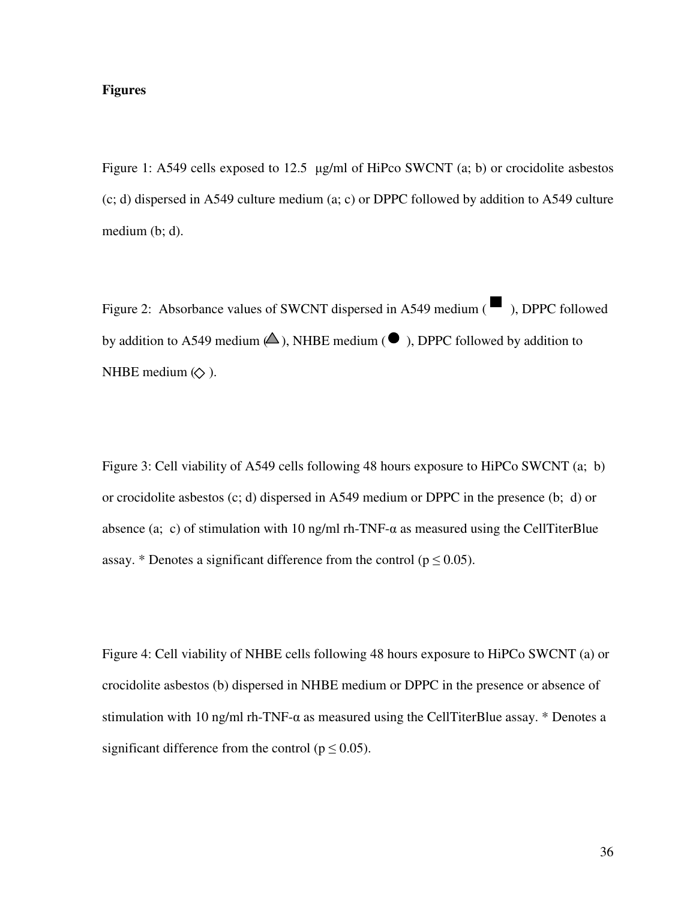**Figures**

Figure 1: A549 cells exposed to 12.5 µg/ml of HiPco SWCNT (a; b) or crocidolite asbestos (c; d) dispersed in A549 culture medium (a; c) or DPPC followed by addition to A549 culture medium (b; d).

Figure 2: Absorbance values of SWCNT dispersed in A549 medium (■), DPPC followed by addition to A549 medium (▲), NHBE medium (●), DPPC followed by addition to NHBE medium (◇).

Figure 3: Cell viability of A549 cells following 48 hours exposure to HiPCo SWCNT (a; b) or crocidolite asbestos (c; d) dispersed in A549 medium or DPPC in the presence (b; d) or absence (a; c) of stimulation with 10 ng/ml rh-TNF-α as measured using the CellTiterBlue assay. * Denotes a significant difference from the control ($p \leq 0.05$).

Figure 4: Cell viability of NHBE cells following 48 hours exposure to HiPCo SWCNT (a) or crocidolite asbestos (b) dispersed in NHBE medium or DPPC in the presence or absence of stimulation with 10 ng/ml rh-TNF-α as measured using the CellTiterBlue assay. * Denotes a significant difference from the control ($p \leq 0.05$).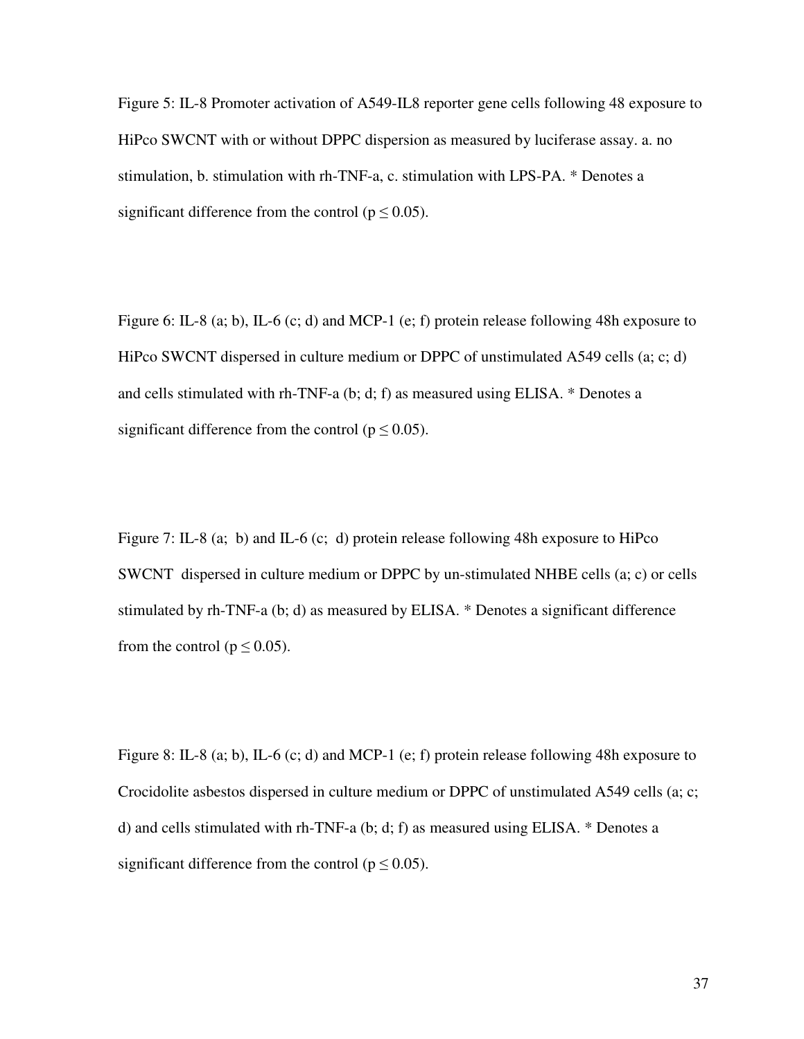Figure 5: IL-8 Promoter activation of A549-IL8 reporter gene cells following 48 exposure to HiPco SWCNT with or without DPPC dispersion as measured by luciferase assay. a. no stimulation, b. stimulation with rh-TNF-a, c. stimulation with LPS-PA. * Denotes a significant difference from the control ($p \leq 0.05$).

Figure 6: IL-8 (a; b), IL-6 (c; d) and MCP-1 (e; f) protein release following 48h exposure to HiPco SWCNT dispersed in culture medium or DPPC of unstimulated A549 cells (a; c; d) and cells stimulated with rh-TNF-a (b; d; f) as measured using ELISA. * Denotes a significant difference from the control ($p \leq 0.05$).

Figure 7: IL-8 (a; b) and IL-6 (c; d) protein release following 48h exposure to HiPco SWCNT dispersed in culture medium or DPPC by un-stimulated NHBE cells (a; c) or cells stimulated by rh-TNF-a (b; d) as measured by ELISA. * Denotes a significant difference from the control ($p \leq 0.05$).

Figure 8: IL-8 (a; b), IL-6 (c; d) and MCP-1 (e; f) protein release following 48h exposure to Crocidolite asbestos dispersed in culture medium or DPPC of unstimulated A549 cells (a; c; d) and cells stimulated with rh-TNF-a (b; d; f) as measured using ELISA. * Denotes a significant difference from the control ($p \leq 0.05$).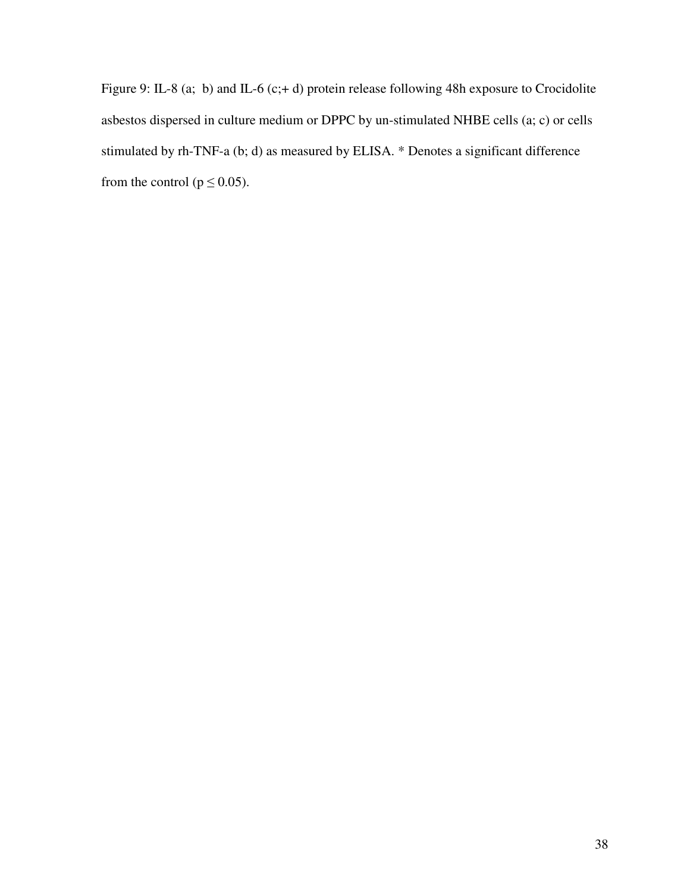Figure 9: IL-8 (a;  b) and IL-6 (c;+ d) protein release following 48h exposure to Crocidolite asbestos dispersed in culture medium or DPPC by un-stimulated NHBE cells (a; c) or cells stimulated by rh-TNF-a (b; d) as measured by ELISA. * Denotes a significant difference from the control ($p \leq 0.05$).